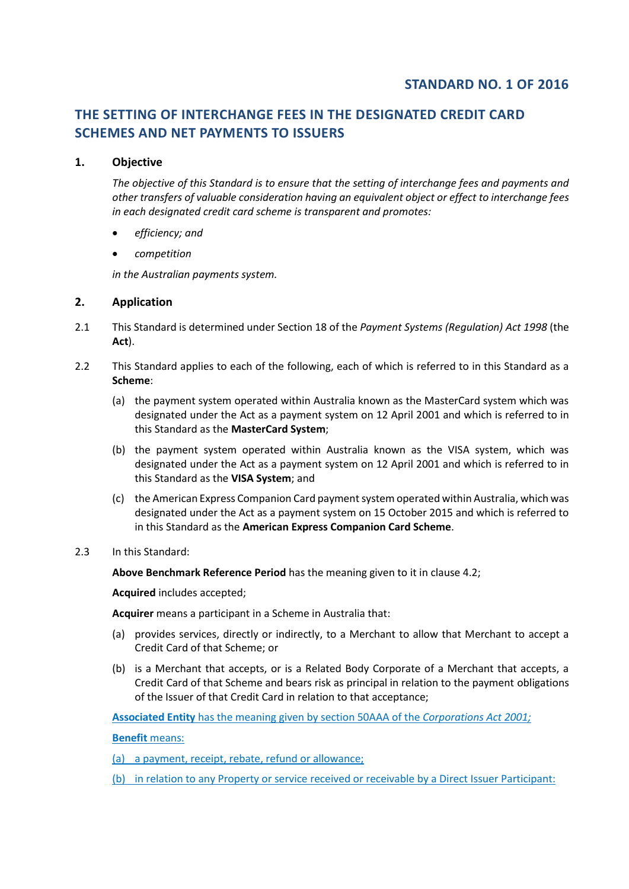**STANDARD NO. 1 OF 2016**

# THE SETTING OF INTERCHANGE FEES IN THE DESIGNATED CREDIT CARD SCHEMES AND NET PAYMENTS TO ISSUERS

## 1. Objective

*The objective of this Standard is to ensure that the setting of interchange fees and payments and other transfers of valuable consideration having an equivalent object or effect to interchange fees in each designated credit card scheme is transparent and promotes:*

- *efficiency; and*
- *competition*

*in the Australian payments system.*

## 2. Application

2.1 This Standard is determined under Section 18 of the *Payment Systems (Regulation) Act 1998* (the **Act**).

2.2 This Standard applies to each of the following, each of which is referred to in this Standard as a **Scheme**:

(a) the payment system operated within Australia known as the MasterCard system which was designated under the Act as a payment system on 12 April 2001 and which is referred to in this Standard as the **MasterCard System**;

(b) the payment system operated within Australia known as the VISA system, which was designated under the Act as a payment system on 12 April 2001 and which is referred to in this Standard as the **VISA System**; and

(c) the American Express Companion Card payment system operated within Australia, which was designated under the Act as a payment system on 15 October 2015 and which is referred to in this Standard as the **American Express Companion Card Scheme**.

2.3 In this Standard:

**Above Benchmark Reference Period** has the meaning given to it in clause 4.2;

**Acquired** includes accepted;

**Acquirer** means a participant in a Scheme in Australia that:

(a) provides services, directly or indirectly, to a Merchant to allow that Merchant to accept a Credit Card of that Scheme; or

(b) is a Merchant that accepts, or is a Related Body Corporate of a Merchant that accepts, a Credit Card of that Scheme and bears risk as principal in relation to the payment obligations of the Issuer of that Credit Card in relation to that acceptance;

**Associated Entity** has the meaning given by section 50AAA of the *Corporations Act 2001;*

**Benefit** means:

(a) a payment, receipt, rebate, refund or allowance;

(b) in relation to any Property or service received or receivable by a Direct Issuer Participant: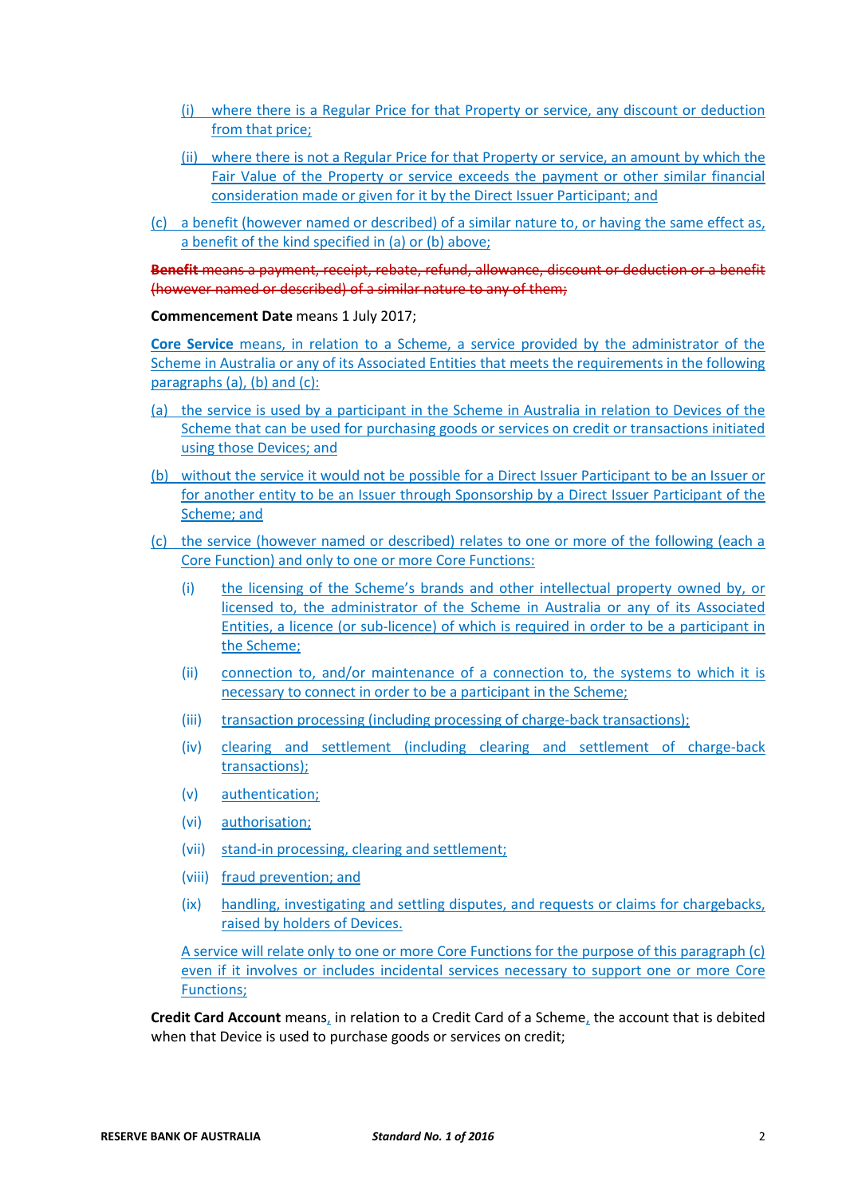(i) where there is a Regular Price for that Property or service, any discount or deduction from that price;

(ii) where there is not a Regular Price for that Property or service, an amount by which the Fair Value of the Property or service exceeds the payment or other similar financial consideration made or given for it by the Direct Issuer Participant; and

(c) a benefit (however named or described) of a similar nature to, or having the same effect as, a benefit of the kind specified in (a) or (b) above;

~~**Benefit** means a payment, receipt, rebate, refund, allowance, discount or deduction or a benefit (however named or described) of a similar nature to any of them;~~

**Commencement Date** means 1 July 2017;

**Core Service** means, in relation to a Scheme, a service provided by the administrator of the Scheme in Australia or any of its Associated Entities that meets the requirements in the following paragraphs (a), (b) and (c):

(a) the service is used by a participant in the Scheme in Australia in relation to Devices of the Scheme that can be used for purchasing goods or services on credit or transactions initiated using those Devices; and

(b) without the service it would not be possible for a Direct Issuer Participant to be an Issuer or for another entity to be an Issuer through Sponsorship by a Direct Issuer Participant of the Scheme; and

(c) the service (however named or described) relates to one or more of the following (each a Core Function) and only to one or more Core Functions:

- (i) the licensing of the Scheme's brands and other intellectual property owned by, or licensed to, the administrator of the Scheme in Australia or any of its Associated Entities, a licence (or sub-licence) of which is required in order to be a participant in the Scheme;
- (ii) connection to, and/or maintenance of a connection to, the systems to which it is necessary to connect in order to be a participant in the Scheme;
- (iii) transaction processing (including processing of charge-back transactions);
- (iv) clearing and settlement (including clearing and settlement of charge-back transactions);
- (v) authentication;
- (vi) authorisation;
- (vii) stand-in processing, clearing and settlement;
- (viii) fraud prevention; and
- (ix) handling, investigating and settling disputes, and requests or claims for chargebacks, raised by holders of Devices.

A service will relate only to one or more Core Functions for the purpose of this paragraph (c) even if it involves or includes incidental services necessary to support one or more Core Functions;

**Credit Card Account** means, in relation to a Credit Card of a Scheme, the account that is debited when that Device is used to purchase goods or services on credit;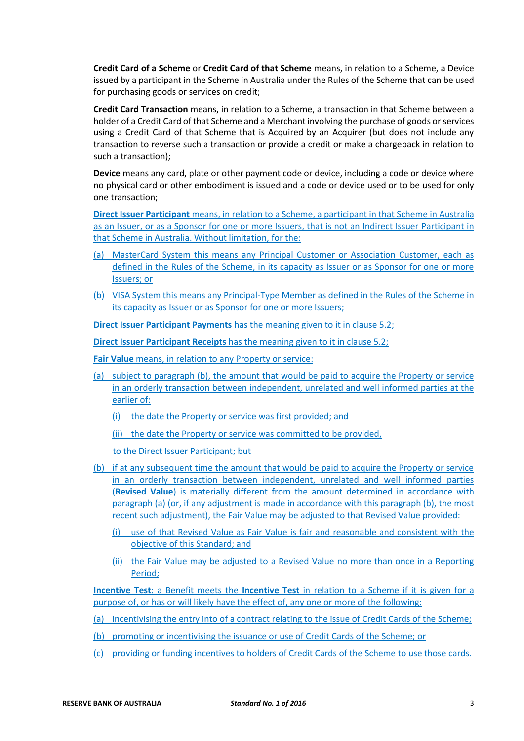**Credit Card of a Scheme** or **Credit Card of that Scheme** means, in relation to a Scheme, a Device issued by a participant in the Scheme in Australia under the Rules of the Scheme that can be used for purchasing goods or services on credit;

**Credit Card Transaction** means, in relation to a Scheme, a transaction in that Scheme between a holder of a Credit Card of that Scheme and a Merchant involving the purchase of goods or services using a Credit Card of that Scheme that is Acquired by an Acquirer (but does not include any transaction to reverse such a transaction or provide a credit or make a chargeback in relation to such a transaction);

**Device** means any card, plate or other payment code or device, including a code or device where no physical card or other embodiment is issued and a code or device used or to be used for only one transaction;

**Direct Issuer Participant** means, in relation to a Scheme, a participant in that Scheme in Australia as an Issuer, or as a Sponsor for one or more Issuers, that is not an Indirect Issuer Participant in that Scheme in Australia. Without limitation, for the:

(a) MasterCard System this means any Principal Customer or Association Customer, each as defined in the Rules of the Scheme, in its capacity as Issuer or as Sponsor for one or more Issuers; or

(b) VISA System this means any Principal-Type Member as defined in the Rules of the Scheme in its capacity as Issuer or as Sponsor for one or more Issuers;

**Direct Issuer Participant Payments** has the meaning given to it in clause 5.2;

**Direct Issuer Participant Receipts** has the meaning given to it in clause 5.2;

**Fair Value** means, in relation to any Property or service:

(a) subject to paragraph (b), the amount that would be paid to acquire the Property or service in an orderly transaction between independent, unrelated and well informed parties at the earlier of:

  (i) the date the Property or service was first provided; and

  (ii) the date the Property or service was committed to be provided,

  to the Direct Issuer Participant; but

(b) if at any subsequent time the amount that would be paid to acquire the Property or service in an orderly transaction between independent, unrelated and well informed parties (**Revised Value**) is materially different from the amount determined in accordance with paragraph (a) (or, if any adjustment is made in accordance with this paragraph (b), the most recent such adjustment), the Fair Value may be adjusted to that Revised Value provided:

  (i) use of that Revised Value as Fair Value is fair and reasonable and consistent with the objective of this Standard; and

  (ii) the Fair Value may be adjusted to a Revised Value no more than once in a Reporting Period;

**Incentive Test:** a Benefit meets the **Incentive Test** in relation to a Scheme if it is given for a purpose of, or has or will likely have the effect of, any one or more of the following:

(a) incentivising the entry into of a contract relating to the issue of Credit Cards of the Scheme;

(b) promoting or incentivising the issuance or use of Credit Cards of the Scheme; or

(c) providing or funding incentives to holders of Credit Cards of the Scheme to use those cards.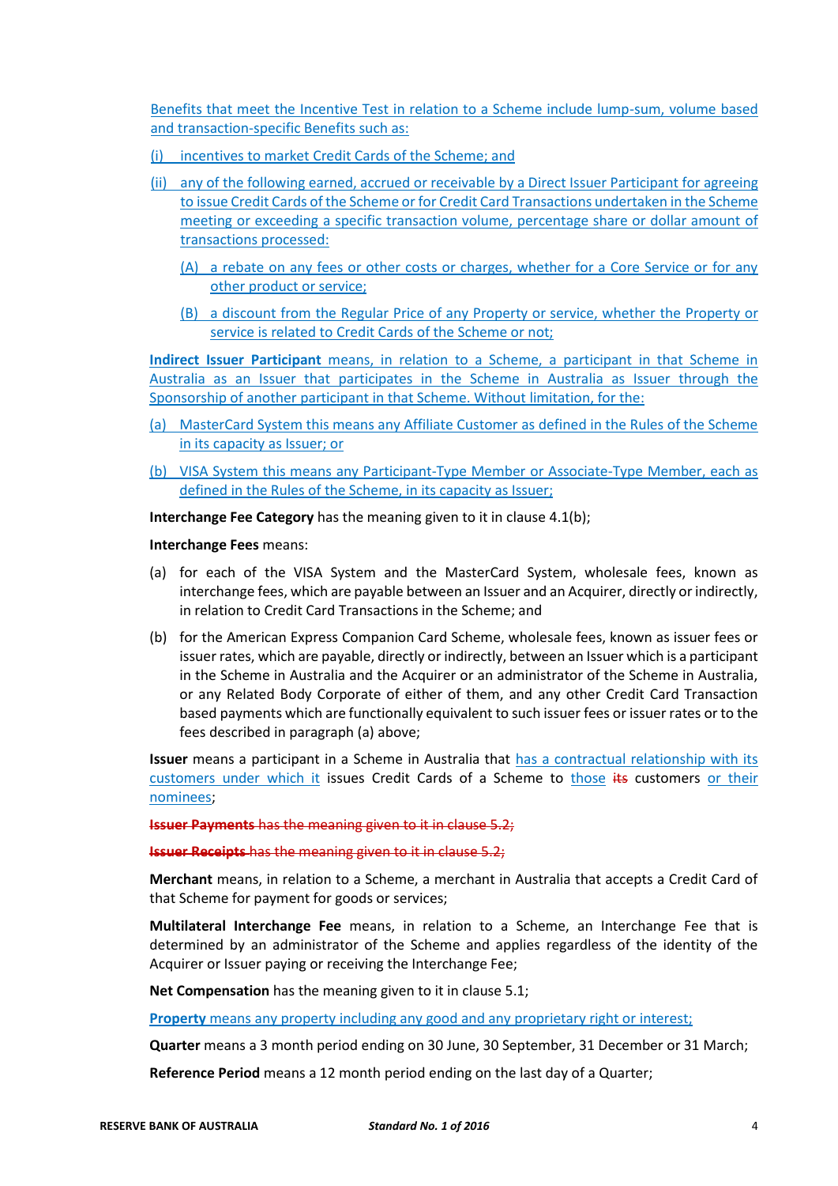Benefits that meet the Incentive Test in relation to a Scheme include lump-sum, volume based and transaction-specific Benefits such as:

(i) incentives to market Credit Cards of the Scheme; and

(ii) any of the following earned, accrued or receivable by a Direct Issuer Participant for agreeing to issue Credit Cards of the Scheme or for Credit Card Transactions undertaken in the Scheme meeting or exceeding a specific transaction volume, percentage share or dollar amount of transactions processed:

(A) a rebate on any fees or other costs or charges, whether for a Core Service or for any other product or service;

(B) a discount from the Regular Price of any Property or service, whether the Property or service is related to Credit Cards of the Scheme or not;

**Indirect Issuer Participant** means, in relation to a Scheme, a participant in that Scheme in Australia as an Issuer that participates in the Scheme in Australia as Issuer through the Sponsorship of another participant in that Scheme. Without limitation, for the:

(a) MasterCard System this means any Affiliate Customer as defined in the Rules of the Scheme in its capacity as Issuer; or

(b) VISA System this means any Participant-Type Member or Associate-Type Member, each as defined in the Rules of the Scheme, in its capacity as Issuer;

**Interchange Fee Category** has the meaning given to it in clause 4.1(b);

**Interchange Fees** means:

(a) for each of the VISA System and the MasterCard System, wholesale fees, known as interchange fees, which are payable between an Issuer and an Acquirer, directly or indirectly, in relation to Credit Card Transactions in the Scheme; and

(b) for the American Express Companion Card Scheme, wholesale fees, known as issuer fees or issuer rates, which are payable, directly or indirectly, between an Issuer which is a participant in the Scheme in Australia and the Acquirer or an administrator of the Scheme in Australia, or any Related Body Corporate of either of them, and any other Credit Card Transaction based payments which are functionally equivalent to such issuer fees or issuer rates or to the fees described in paragraph (a) above;

**Issuer** means a participant in a Scheme in Australia that has a contractual relationship with its customers under which it issues Credit Cards of a Scheme to those ~~its~~ customers or their nominees;

~~**Issuer Payments** has the meaning given to it in clause 5.2;~~

~~**Issuer Receipts** has the meaning given to it in clause 5.2;~~

**Merchant** means, in relation to a Scheme, a merchant in Australia that accepts a Credit Card of that Scheme for payment for goods or services;

**Multilateral Interchange Fee** means, in relation to a Scheme, an Interchange Fee that is determined by an administrator of the Scheme and applies regardless of the identity of the Acquirer or Issuer paying or receiving the Interchange Fee;

**Net Compensation** has the meaning given to it in clause 5.1;

**Property** means any property including any good and any proprietary right or interest;

**Quarter** means a 3 month period ending on 30 June, 30 September, 31 December or 31 March;

**Reference Period** means a 12 month period ending on the last day of a Quarter;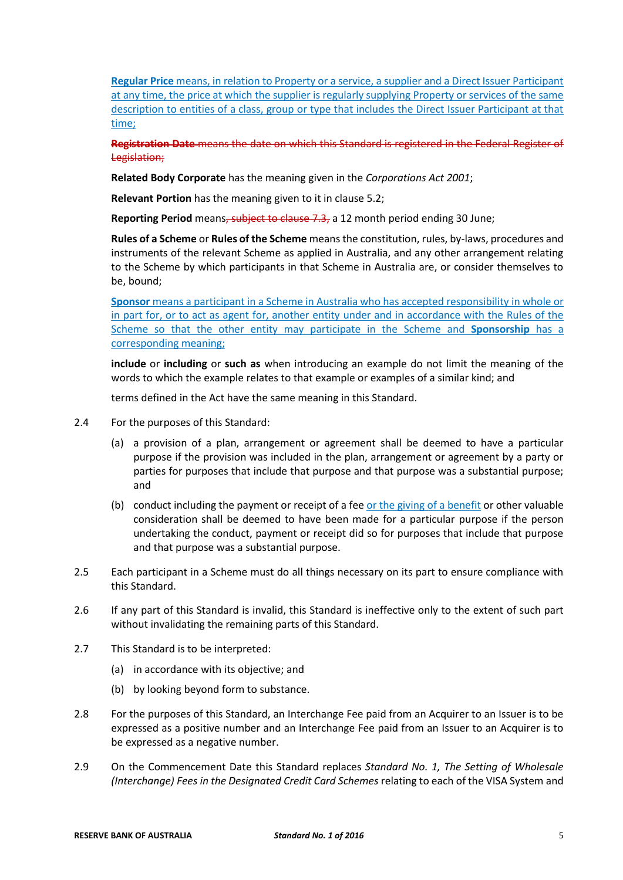**Regular Price** means, in relation to Property or a service, a supplier and a Direct Issuer Participant at any time, the price at which the supplier is regularly supplying Property or services of the same description to entities of a class, group or type that includes the Direct Issuer Participant at that time;

~~**Registration Date** means the date on which this Standard is registered in the Federal Register of Legislation;~~

**Related Body Corporate** has the meaning given in the *Corporations Act 2001*;

**Relevant Portion** has the meaning given to it in clause 5.2;

**Reporting Period** means~~, subject to clause 7.3,~~ a 12 month period ending 30 June;

**Rules of a Scheme** or **Rules of the Scheme** means the constitution, rules, by-laws, procedures and instruments of the relevant Scheme as applied in Australia, and any other arrangement relating to the Scheme by which participants in that Scheme in Australia are, or consider themselves to be, bound;

**Sponsor** means a participant in a Scheme in Australia who has accepted responsibility in whole or in part for, or to act as agent for, another entity under and in accordance with the Rules of the Scheme so that the other entity may participate in the Scheme and **Sponsorship** has a corresponding meaning;

**include** or **including** or **such as** when introducing an example do not limit the meaning of the words to which the example relates to that example or examples of a similar kind; and

terms defined in the Act have the same meaning in this Standard.

2.4 For the purposes of this Standard:

(a) a provision of a plan, arrangement or agreement shall be deemed to have a particular purpose if the provision was included in the plan, arrangement or agreement by a party or parties for purposes that include that purpose and that purpose was a substantial purpose; and

(b) conduct including the payment or receipt of a fee or the giving of a benefit or other valuable consideration shall be deemed to have been made for a particular purpose if the person undertaking the conduct, payment or receipt did so for purposes that include that purpose and that purpose was a substantial purpose.

2.5 Each participant in a Scheme must do all things necessary on its part to ensure compliance with this Standard.

2.6 If any part of this Standard is invalid, this Standard is ineffective only to the extent of such part without invalidating the remaining parts of this Standard.

2.7 This Standard is to be interpreted:

(a) in accordance with its objective; and

(b) by looking beyond form to substance.

2.8 For the purposes of this Standard, an Interchange Fee paid from an Acquirer to an Issuer is to be expressed as a positive number and an Interchange Fee paid from an Issuer to an Acquirer is to be expressed as a negative number.

2.9 On the Commencement Date this Standard replaces *Standard No. 1, The Setting of Wholesale (Interchange) Fees in the Designated Credit Card Schemes* relating to each of the VISA System and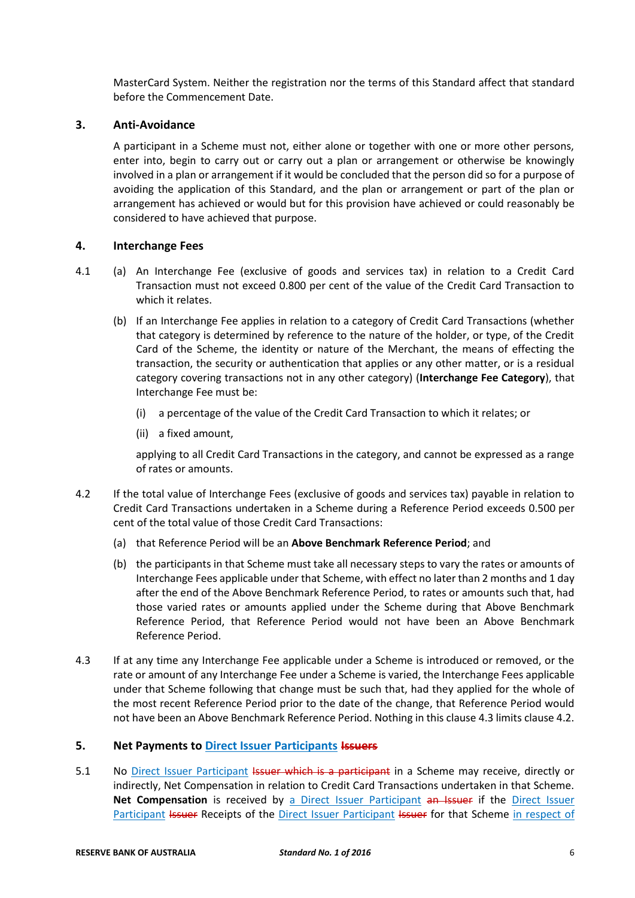MasterCard System. Neither the registration nor the terms of this Standard affect that standard before the Commencement Date.

## 3. Anti-Avoidance

A participant in a Scheme must not, either alone or together with one or more other persons, enter into, begin to carry out or carry out a plan or arrangement or otherwise be knowingly involved in a plan or arrangement if it would be concluded that the person did so for a purpose of avoiding the application of this Standard, and the plan or arrangement or part of the plan or arrangement has achieved or would but for this provision have achieved or could reasonably be considered to have achieved that purpose.

## 4. Interchange Fees

4.1 (a) An Interchange Fee (exclusive of goods and services tax) in relation to a Credit Card Transaction must not exceed 0.800 per cent of the value of the Credit Card Transaction to which it relates.

(b) If an Interchange Fee applies in relation to a category of Credit Card Transactions (whether that category is determined by reference to the nature of the holder, or type, of the Credit Card of the Scheme, the identity or nature of the Merchant, the means of effecting the transaction, the security or authentication that applies or any other matter, or is a residual category covering transactions not in any other category) (**Interchange Fee Category**), that Interchange Fee must be:

(i) a percentage of the value of the Credit Card Transaction to which it relates; or

(ii) a fixed amount,

applying to all Credit Card Transactions in the category, and cannot be expressed as a range of rates or amounts.

4.2 If the total value of Interchange Fees (exclusive of goods and services tax) payable in relation to Credit Card Transactions undertaken in a Scheme during a Reference Period exceeds 0.500 per cent of the total value of those Credit Card Transactions:

(a) that Reference Period will be an **Above Benchmark Reference Period**; and

(b) the participants in that Scheme must take all necessary steps to vary the rates or amounts of Interchange Fees applicable under that Scheme, with effect no later than 2 months and 1 day after the end of the Above Benchmark Reference Period, to rates or amounts such that, had those varied rates or amounts applied under the Scheme during that Above Benchmark Reference Period, that Reference Period would not have been an Above Benchmark Reference Period.

4.3 If at any time any Interchange Fee applicable under a Scheme is introduced or removed, or the rate or amount of any Interchange Fee under a Scheme is varied, the Interchange Fees applicable under that Scheme following that change must be such that, had they applied for the whole of the most recent Reference Period prior to the date of the change, that Reference Period would not have been an Above Benchmark Reference Period. Nothing in this clause 4.3 limits clause 4.2.

## 5. Net Payments to Direct Issuer Participants ~~Issuers~~

5.1 No Direct Issuer Participant ~~Issuer which is a participant~~ in a Scheme may receive, directly or indirectly, Net Compensation in relation to Credit Card Transactions undertaken in that Scheme. **Net Compensation** is received by a Direct Issuer Participant ~~an Issuer~~ if the Direct Issuer Participant ~~Issuer~~ Receipts of the Direct Issuer Participant ~~Issuer~~ for that Scheme in respect of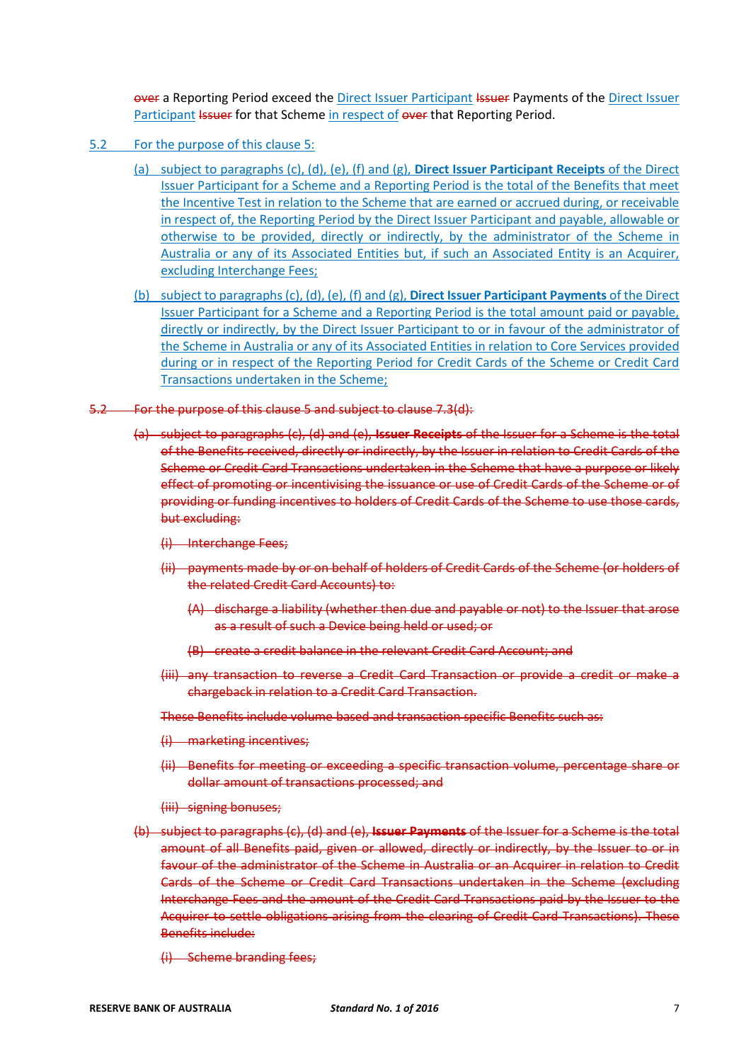~~over~~ a Reporting Period exceed the Direct Issuer Participant ~~Issuer~~ Payments of the Direct Issuer Participant ~~Issuer~~ for that Scheme in respect of ~~over~~ that Reporting Period.

5.2 For the purpose of this clause 5:

(a) subject to paragraphs (c), (d), (e), (f) and (g), **Direct Issuer Participant Receipts** of the Direct Issuer Participant for a Scheme and a Reporting Period is the total of the Benefits that meet the Incentive Test in relation to the Scheme that are earned or accrued during, or receivable in respect of, the Reporting Period by the Direct Issuer Participant and payable, allowable or otherwise to be provided, directly or indirectly, by the administrator of the Scheme in Australia or any of its Associated Entities but, if such an Associated Entity is an Acquirer, excluding Interchange Fees;

(b) subject to paragraphs (c), (d), (e), (f) and (g), **Direct Issuer Participant Payments** of the Direct Issuer Participant for a Scheme and a Reporting Period is the total amount paid or payable, directly or indirectly, by the Direct Issuer Participant to or in favour of the administrator of the Scheme in Australia or any of its Associated Entities in relation to Core Services provided during or in respect of the Reporting Period for Credit Cards of the Scheme or Credit Card Transactions undertaken in the Scheme;

~~5.2 For the purpose of this clause 5 and subject to clause 7.3(d):~~

~~(a) subject to paragraphs (c), (d) and (e), **Issuer Receipts** of the Issuer for a Scheme is the total of the Benefits received, directly or indirectly, by the Issuer in relation to Credit Cards of the Scheme or Credit Card Transactions undertaken in the Scheme that have a purpose or likely effect of promoting or incentivising the issuance or use of Credit Cards of the Scheme or of providing or funding incentives to holders of Credit Cards of the Scheme to use those cards, but excluding:~~

~~(i) Interchange Fees;~~

~~(ii) payments made by or on behalf of holders of Credit Cards of the Scheme (or holders of the related Credit Card Accounts) to:~~

~~(A) discharge a liability (whether then due and payable or not) to the Issuer that arose as a result of such a Device being held or used; or~~

~~(B) create a credit balance in the relevant Credit Card Account; and~~

~~(iii) any transaction to reverse a Credit Card Transaction or provide a credit or make a chargeback in relation to a Credit Card Transaction.~~

~~These Benefits include volume based and transaction specific Benefits such as:~~

~~(i) marketing incentives;~~

~~(ii) Benefits for meeting or exceeding a specific transaction volume, percentage share or dollar amount of transactions processed; and~~

~~(iii) signing bonuses;~~

~~(b) subject to paragraphs (c), (d) and (e), **Issuer Payments** of the Issuer for a Scheme is the total amount of all Benefits paid, given or allowed, directly or indirectly, by the Issuer to or in favour of the administrator of the Scheme in Australia or an Acquirer in relation to Credit Cards of the Scheme or Credit Card Transactions undertaken in the Scheme (excluding Interchange Fees and the amount of the Credit Card Transactions paid by the Issuer to the Acquirer to settle obligations arising from the clearing of Credit Card Transactions). These Benefits include:~~

~~(i) Scheme branding fees;~~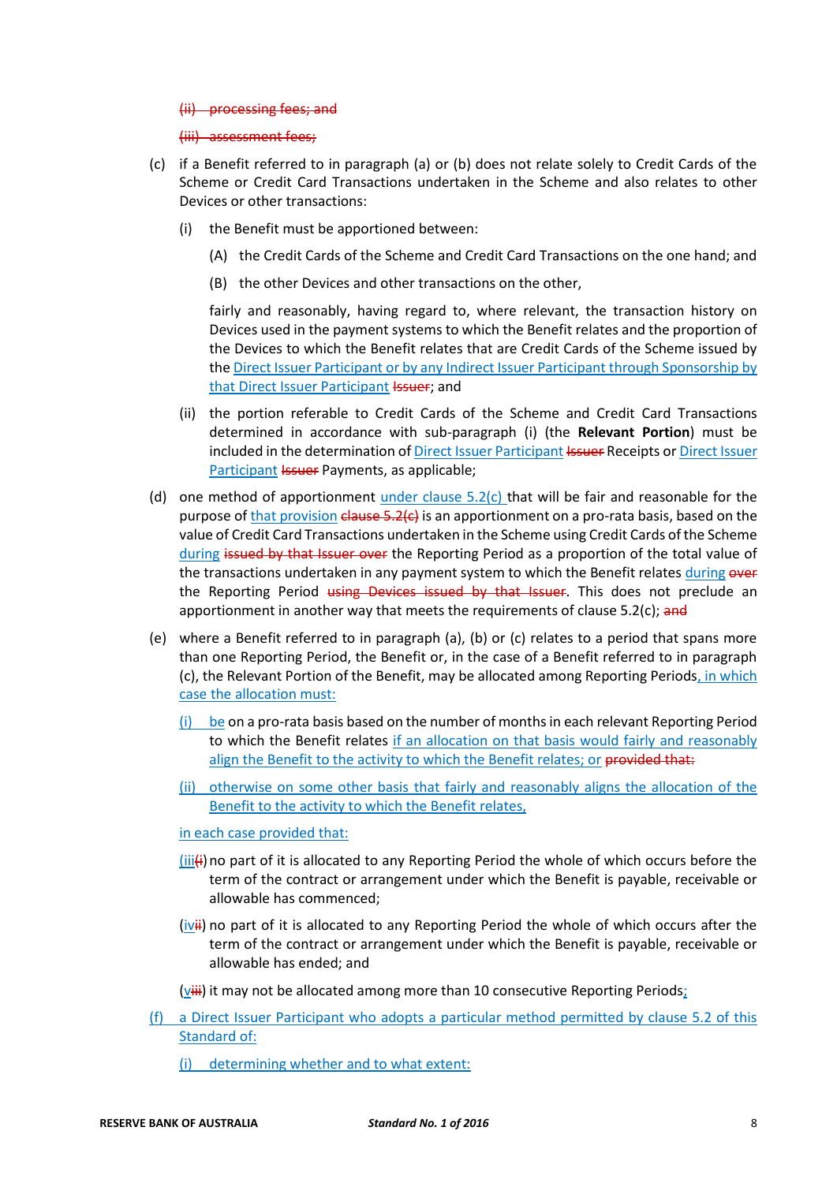~~(ii) processing fees; and~~

~~(iii) assessment fees;~~

(c) if a Benefit referred to in paragraph (a) or (b) does not relate solely to Credit Cards of the Scheme or Credit Card Transactions undertaken in the Scheme and also relates to other Devices or other transactions:

(i) the Benefit must be apportioned between:

(A) the Credit Cards of the Scheme and Credit Card Transactions on the one hand; and

(B) the other Devices and other transactions on the other,

fairly and reasonably, having regard to, where relevant, the transaction history on Devices used in the payment systems to which the Benefit relates and the proportion of the Devices to which the Benefit relates that are Credit Cards of the Scheme issued by the Direct Issuer Participant or by any Indirect Issuer Participant through Sponsorship by that Direct Issuer Participant ~~Issuer~~; and

(ii) the portion referable to Credit Cards of the Scheme and Credit Card Transactions determined in accordance with sub-paragraph (i) (the **Relevant Portion**) must be included in the determination of Direct Issuer Participant ~~Issuer~~ Receipts or Direct Issuer Participant ~~Issuer~~ Payments, as applicable;

(d) one method of apportionment under clause 5.2(c) that will be fair and reasonable for the purpose of that provision ~~clause 5.2(c)~~ is an apportionment on a pro-rata basis, based on the value of Credit Card Transactions undertaken in the Scheme using Credit Cards of the Scheme during ~~issued by that Issuer over~~ the Reporting Period as a proportion of the total value of the transactions undertaken in any payment system to which the Benefit relates during ~~over~~ the Reporting Period ~~using Devices issued by that Issuer~~. This does not preclude an apportionment in another way that meets the requirements of clause 5.2(c); ~~and~~

(e) where a Benefit referred to in paragraph (a), (b) or (c) relates to a period that spans more than one Reporting Period, the Benefit or, in the case of a Benefit referred to in paragraph (c), the Relevant Portion of the Benefit, may be allocated among Reporting Periods, in which case the allocation must:

(i) be on a pro-rata basis based on the number of months in each relevant Reporting Period to which the Benefit relates if an allocation on that basis would fairly and reasonably align the Benefit to the activity to which the Benefit relates; or ~~provided that:~~

(ii) otherwise on some other basis that fairly and reasonably aligns the allocation of the Benefit to the activity to which the Benefit relates,

in each case provided that:

(iii~~i~~) no part of it is allocated to any Reporting Period the whole of which occurs before the term of the contract or arrangement under which the Benefit is payable, receivable or allowable has commenced;

(iv~~ii~~) no part of it is allocated to any Reporting Period the whole of which occurs after the term of the contract or arrangement under which the Benefit is payable, receivable or allowable has ended; and

(v~~iii~~) it may not be allocated among more than 10 consecutive Reporting Periods;

(f) a Direct Issuer Participant who adopts a particular method permitted by clause 5.2 of this Standard of:

(i) determining whether and to what extent: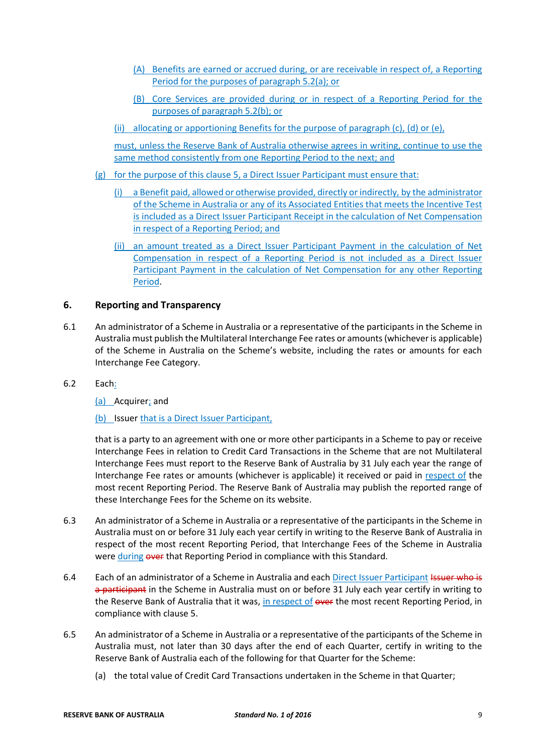(A) Benefits are earned or accrued during, or are receivable in respect of, a Reporting Period for the purposes of paragraph 5.2(a); or

(B) Core Services are provided during or in respect of a Reporting Period for the purposes of paragraph 5.2(b); or

(ii) allocating or apportioning Benefits for the purpose of paragraph (c), (d) or (e),

must, unless the Reserve Bank of Australia otherwise agrees in writing, continue to use the same method consistently from one Reporting Period to the next; and

(g) for the purpose of this clause 5, a Direct Issuer Participant must ensure that:

(i) a Benefit paid, allowed or otherwise provided, directly or indirectly, by the administrator of the Scheme in Australia or any of its Associated Entities that meets the Incentive Test is included as a Direct Issuer Participant Receipt in the calculation of Net Compensation in respect of a Reporting Period; and

(ii) an amount treated as a Direct Issuer Participant Payment in the calculation of Net Compensation in respect of a Reporting Period is not included as a Direct Issuer Participant Payment in the calculation of Net Compensation for any other Reporting Period.

## 6. Reporting and Transparency

6.1 An administrator of a Scheme in Australia or a representative of the participants in the Scheme in Australia must publish the Multilateral Interchange Fee rates or amounts (whichever is applicable) of the Scheme in Australia on the Scheme's website, including the rates or amounts for each Interchange Fee Category.

6.2 Each:

(a) Acquirer; and

(b) Issuer that is a Direct Issuer Participant,

that is a party to an agreement with one or more other participants in a Scheme to pay or receive Interchange Fees in relation to Credit Card Transactions in the Scheme that are not Multilateral Interchange Fees must report to the Reserve Bank of Australia by 31 July each year the range of Interchange Fee rates or amounts (whichever is applicable) it received or paid in respect of the most recent Reporting Period. The Reserve Bank of Australia may publish the reported range of these Interchange Fees for the Scheme on its website.

6.3 An administrator of a Scheme in Australia or a representative of the participants in the Scheme in Australia must on or before 31 July each year certify in writing to the Reserve Bank of Australia in respect of the most recent Reporting Period, that Interchange Fees of the Scheme in Australia were during ~~over~~ that Reporting Period in compliance with this Standard.

6.4 Each of an administrator of a Scheme in Australia and each Direct Issuer Participant ~~Issuer who is a participant~~ in the Scheme in Australia must on or before 31 July each year certify in writing to the Reserve Bank of Australia that it was, in respect of ~~over~~ the most recent Reporting Period, in compliance with clause 5.

6.5 An administrator of a Scheme in Australia or a representative of the participants of the Scheme in Australia must, not later than 30 days after the end of each Quarter, certify in writing to the Reserve Bank of Australia each of the following for that Quarter for the Scheme:

(a) the total value of Credit Card Transactions undertaken in the Scheme in that Quarter;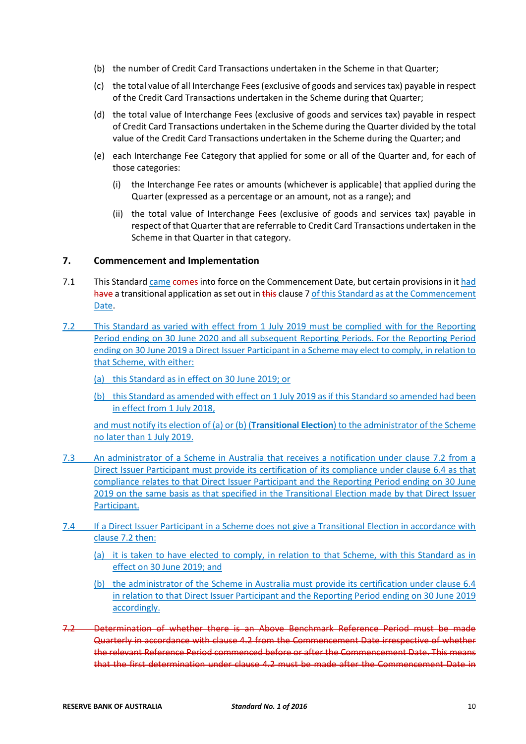(b) the number of Credit Card Transactions undertaken in the Scheme in that Quarter;

(c) the total value of all Interchange Fees (exclusive of goods and services tax) payable in respect of the Credit Card Transactions undertaken in the Scheme during that Quarter;

(d) the total value of Interchange Fees (exclusive of goods and services tax) payable in respect of Credit Card Transactions undertaken in the Scheme during the Quarter divided by the total value of the Credit Card Transactions undertaken in the Scheme during the Quarter; and

(e) each Interchange Fee Category that applied for some or all of the Quarter and, for each of those categories:

(i) the Interchange Fee rates or amounts (whichever is applicable) that applied during the Quarter (expressed as a percentage or an amount, not as a range); and

(ii) the total value of Interchange Fees (exclusive of goods and services tax) payable in respect of that Quarter that are referrable to Credit Card Transactions undertaken in the Scheme in that Quarter in that category.

## 7. Commencement and Implementation

7.1 This Standard came ~~comes~~ into force on the Commencement Date, but certain provisions in it had ~~have~~ a transitional application as set out in ~~this~~ clause 7 of this Standard as at the Commencement Date.

7.2 This Standard as varied with effect from 1 July 2019 must be complied with for the Reporting Period ending on 30 June 2020 and all subsequent Reporting Periods. For the Reporting Period ending on 30 June 2019 a Direct Issuer Participant in a Scheme may elect to comply, in relation to that Scheme, with either:

(a) this Standard as in effect on 30 June 2019; or

(b) this Standard as amended with effect on 1 July 2019 as if this Standard so amended had been in effect from 1 July 2018,

and must notify its election of (a) or (b) (**Transitional Election**) to the administrator of the Scheme no later than 1 July 2019.

7.3 An administrator of a Scheme in Australia that receives a notification under clause 7.2 from a Direct Issuer Participant must provide its certification of its compliance under clause 6.4 as that compliance relates to that Direct Issuer Participant and the Reporting Period ending on 30 June 2019 on the same basis as that specified in the Transitional Election made by that Direct Issuer Participant.

7.4 If a Direct Issuer Participant in a Scheme does not give a Transitional Election in accordance with clause 7.2 then:

(a) it is taken to have elected to comply, in relation to that Scheme, with this Standard as in effect on 30 June 2019; and

(b) the administrator of the Scheme in Australia must provide its certification under clause 6.4 in relation to that Direct Issuer Participant and the Reporting Period ending on 30 June 2019 accordingly.

~~7.2 Determination of whether there is an Above Benchmark Reference Period must be made Quarterly in accordance with clause 4.2 from the Commencement Date irrespective of whether the relevant Reference Period commenced before or after the Commencement Date. This means that the first determination under clause 4.2 must be made after the Commencement Date in~~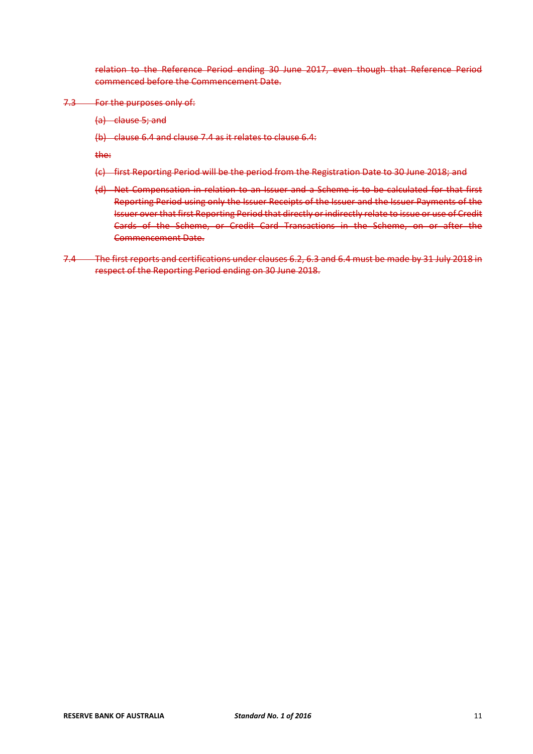~~relation to the Reference Period ending 30 June 2017, even though that Reference Period commenced before the Commencement Date.~~

~~7.3 For the purposes only of:~~

~~(a) clause 5; and~~

~~(b) clause 6.4 and clause 7.4 as it relates to clause 6.4:~~

~~the:~~

~~(c) first Reporting Period will be the period from the Registration Date to 30 June 2018; and~~

~~(d) Net Compensation in relation to an Issuer and a Scheme is to be calculated for that first Reporting Period using only the Issuer Receipts of the Issuer and the Issuer Payments of the Issuer over that first Reporting Period that directly or indirectly relate to issue or use of Credit Cards of the Scheme, or Credit Card Transactions in the Scheme, on or after the Commencement Date.~~

~~7.4 The first reports and certifications under clauses 6.2, 6.3 and 6.4 must be made by 31 July 2018 in respect of the Reporting Period ending on 30 June 2018.~~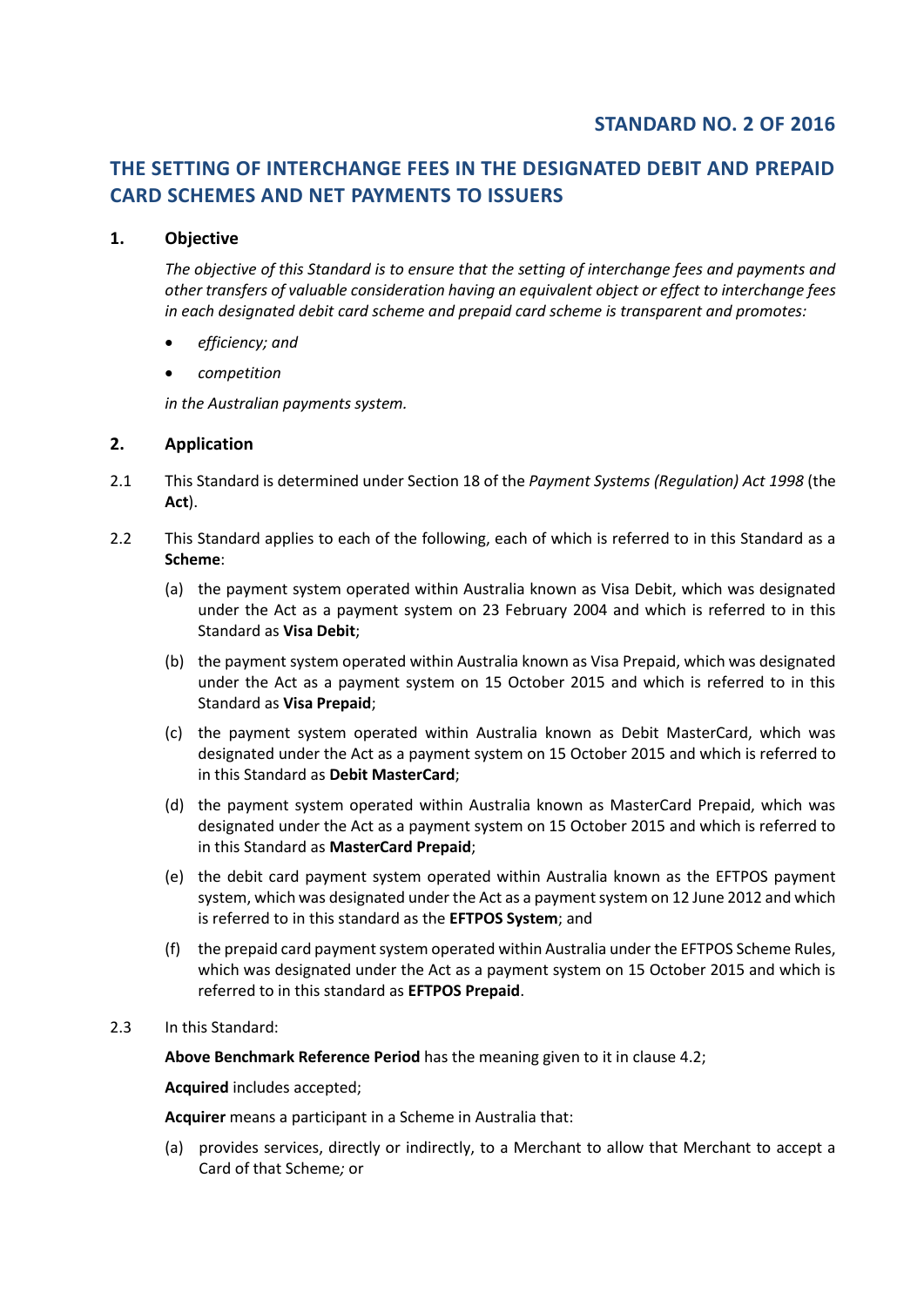## STANDARD NO. 2 OF 2016

# THE SETTING OF INTERCHANGE FEES IN THE DESIGNATED DEBIT AND PREPAID CARD SCHEMES AND NET PAYMENTS TO ISSUERS

### 1. Objective

*The objective of this Standard is to ensure that the setting of interchange fees and payments and other transfers of valuable consideration having an equivalent object or effect to interchange fees in each designated debit card scheme and prepaid card scheme is transparent and promotes:*

- *efficiency; and*
- *competition*

*in the Australian payments system.*

### 2. Application

2.1 This Standard is determined under Section 18 of the *Payment Systems (Regulation) Act 1998* (the **Act**).

2.2 This Standard applies to each of the following, each of which is referred to in this Standard as a **Scheme**:

(a) the payment system operated within Australia known as Visa Debit, which was designated under the Act as a payment system on 23 February 2004 and which is referred to in this Standard as **Visa Debit**;

(b) the payment system operated within Australia known as Visa Prepaid, which was designated under the Act as a payment system on 15 October 2015 and which is referred to in this Standard as **Visa Prepaid**;

(c) the payment system operated within Australia known as Debit MasterCard, which was designated under the Act as a payment system on 15 October 2015 and which is referred to in this Standard as **Debit MasterCard**;

(d) the payment system operated within Australia known as MasterCard Prepaid, which was designated under the Act as a payment system on 15 October 2015 and which is referred to in this Standard as **MasterCard Prepaid**;

(e) the debit card payment system operated within Australia known as the EFTPOS payment system, which was designated under the Act as a payment system on 12 June 2012 and which is referred to in this standard as the **EFTPOS System**; and

(f) the prepaid card payment system operated within Australia under the EFTPOS Scheme Rules, which was designated under the Act as a payment system on 15 October 2015 and which is referred to in this standard as **EFTPOS Prepaid**.

2.3 In this Standard:

**Above Benchmark Reference Period** has the meaning given to it in clause 4.2;

**Acquired** includes accepted;

**Acquirer** means a participant in a Scheme in Australia that:

(a) provides services, directly or indirectly, to a Merchant to allow that Merchant to accept a Card of that Scheme*;* or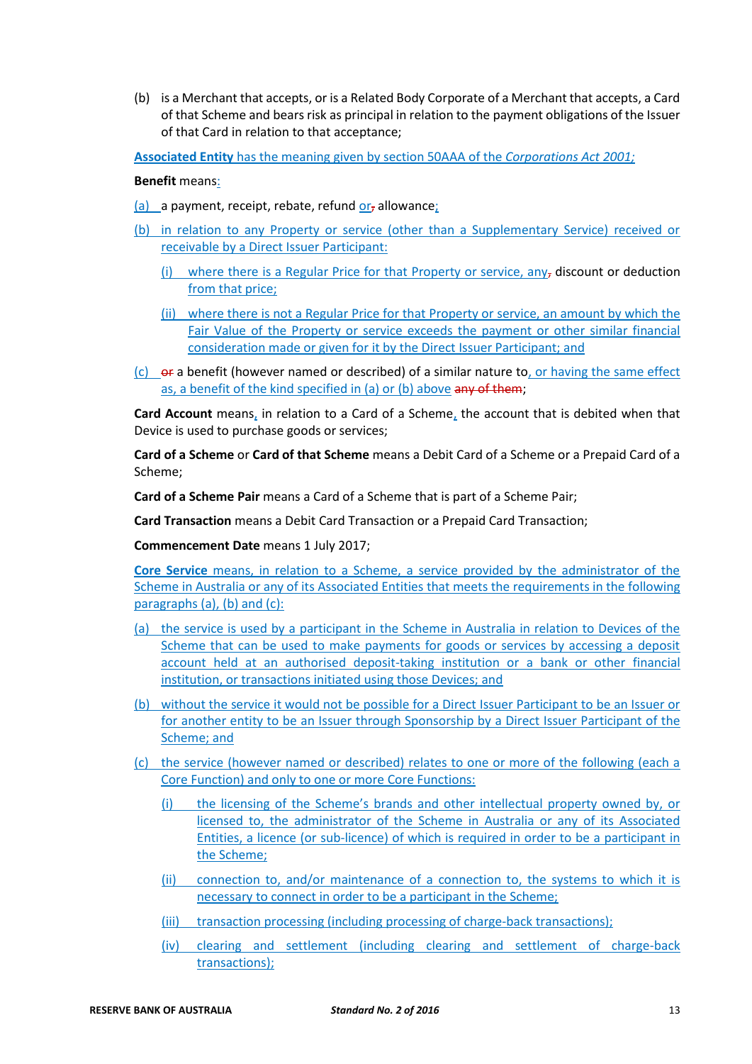(b) is a Merchant that accepts, or is a Related Body Corporate of a Merchant that accepts, a Card of that Scheme and bears risk as principal in relation to the payment obligations of the Issuer of that Card in relation to that acceptance;

**Associated Entity** has the meaning given by section 50AAA of the *Corporations Act 2001;*

**Benefit** means:

(a) a payment, receipt, rebate, refund or, allowance;

(b) in relation to any Property or service (other than a Supplementary Service) received or receivable by a Direct Issuer Participant:

  (i) where there is a Regular Price for that Property or service, any, discount or deduction from that price;

  (ii) where there is not a Regular Price for that Property or service, an amount by which the Fair Value of the Property or service exceeds the payment or other similar financial consideration made or given for it by the Direct Issuer Participant; and

(c) or a benefit (however named or described) of a similar nature to, or having the same effect as, a benefit of the kind specified in (a) or (b) above any of them;

**Card Account** means, in relation to a Card of a Scheme, the account that is debited when that Device is used to purchase goods or services;

**Card of a Scheme** or **Card of that Scheme** means a Debit Card of a Scheme or a Prepaid Card of a Scheme;

**Card of a Scheme Pair** means a Card of a Scheme that is part of a Scheme Pair;

**Card Transaction** means a Debit Card Transaction or a Prepaid Card Transaction;

**Commencement Date** means 1 July 2017;

**Core Service** means, in relation to a Scheme, a service provided by the administrator of the Scheme in Australia or any of its Associated Entities that meets the requirements in the following paragraphs (a), (b) and (c):

(a) the service is used by a participant in the Scheme in Australia in relation to Devices of the Scheme that can be used to make payments for goods or services by accessing a deposit account held at an authorised deposit-taking institution or a bank or other financial institution, or transactions initiated using those Devices; and

(b) without the service it would not be possible for a Direct Issuer Participant to be an Issuer or for another entity to be an Issuer through Sponsorship by a Direct Issuer Participant of the Scheme; and

(c) the service (however named or described) relates to one or more of the following (each a Core Function) and only to one or more Core Functions:

  (i) the licensing of the Scheme's brands and other intellectual property owned by, or licensed to, the administrator of the Scheme in Australia or any of its Associated Entities, a licence (or sub-licence) of which is required in order to be a participant in the Scheme;

  (ii) connection to, and/or maintenance of a connection to, the systems to which it is necessary to connect in order to be a participant in the Scheme;

  (iii) transaction processing (including processing of charge-back transactions);

  (iv) clearing and settlement (including clearing and settlement of charge-back transactions);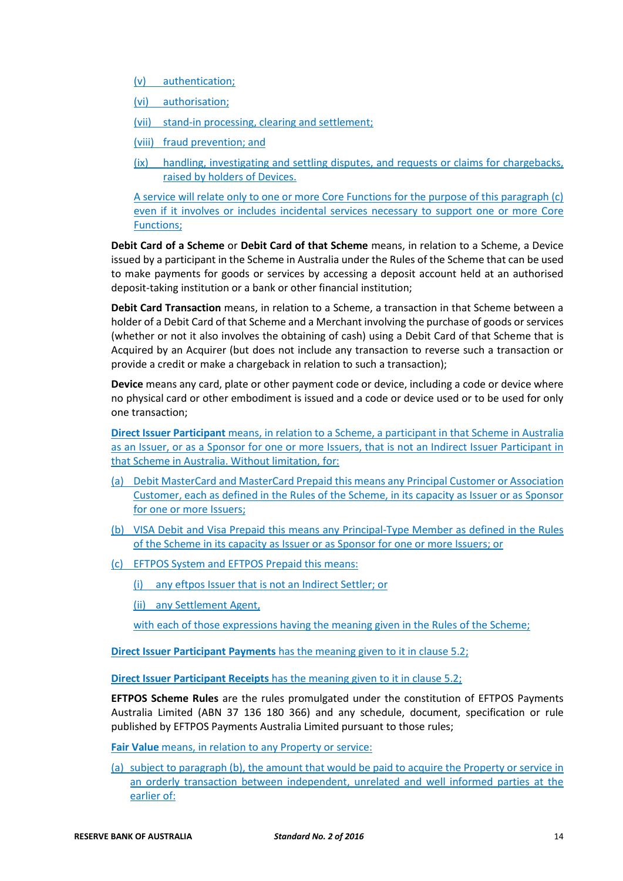(v) authentication;

(vi) authorisation;

(vii) stand-in processing, clearing and settlement;

(viii) fraud prevention; and

(ix) handling, investigating and settling disputes, and requests or claims for chargebacks, raised by holders of Devices.

A service will relate only to one or more Core Functions for the purpose of this paragraph (c) even if it involves or includes incidental services necessary to support one or more Core Functions;

**Debit Card of a Scheme** or **Debit Card of that Scheme** means, in relation to a Scheme, a Device issued by a participant in the Scheme in Australia under the Rules of the Scheme that can be used to make payments for goods or services by accessing a deposit account held at an authorised deposit-taking institution or a bank or other financial institution;

**Debit Card Transaction** means, in relation to a Scheme, a transaction in that Scheme between a holder of a Debit Card of that Scheme and a Merchant involving the purchase of goods or services (whether or not it also involves the obtaining of cash) using a Debit Card of that Scheme that is Acquired by an Acquirer (but does not include any transaction to reverse such a transaction or provide a credit or make a chargeback in relation to such a transaction);

**Device** means any card, plate or other payment code or device, including a code or device where no physical card or other embodiment is issued and a code or device used or to be used for only one transaction;

**Direct Issuer Participant** means, in relation to a Scheme, a participant in that Scheme in Australia as an Issuer, or as a Sponsor for one or more Issuers, that is not an Indirect Issuer Participant in that Scheme in Australia. Without limitation, for:

(a) Debit MasterCard and MasterCard Prepaid this means any Principal Customer or Association Customer, each as defined in the Rules of the Scheme, in its capacity as Issuer or as Sponsor for one or more Issuers;

(b) VISA Debit and Visa Prepaid this means any Principal-Type Member as defined in the Rules of the Scheme in its capacity as Issuer or as Sponsor for one or more Issuers; or

(c) EFTPOS System and EFTPOS Prepaid this means:

(i) any eftpos Issuer that is not an Indirect Settler; or

(ii) any Settlement Agent,

with each of those expressions having the meaning given in the Rules of the Scheme;

**Direct Issuer Participant Payments** has the meaning given to it in clause 5.2;

**Direct Issuer Participant Receipts** has the meaning given to it in clause 5.2;

**EFTPOS Scheme Rules** are the rules promulgated under the constitution of EFTPOS Payments Australia Limited (ABN 37 136 180 366) and any schedule, document, specification or rule published by EFTPOS Payments Australia Limited pursuant to those rules;

**Fair Value** means, in relation to any Property or service:

(a) subject to paragraph (b), the amount that would be paid to acquire the Property or service in an orderly transaction between independent, unrelated and well informed parties at the earlier of: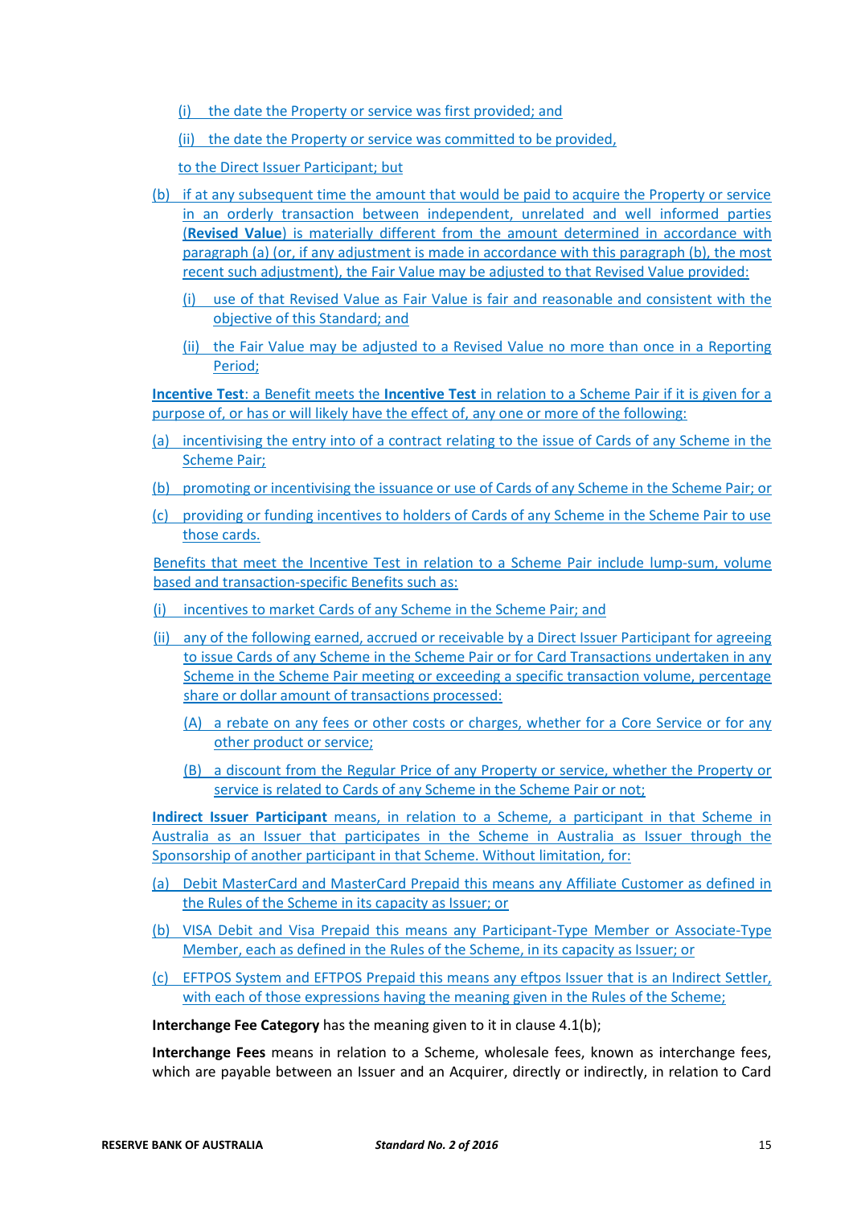(i) the date the Property or service was first provided; and

(ii) the date the Property or service was committed to be provided,

to the Direct Issuer Participant; but

(b) if at any subsequent time the amount that would be paid to acquire the Property or service in an orderly transaction between independent, unrelated and well informed parties (**Revised Value**) is materially different from the amount determined in accordance with paragraph (a) (or, if any adjustment is made in accordance with this paragraph (b), the most recent such adjustment), the Fair Value may be adjusted to that Revised Value provided:

(i) use of that Revised Value as Fair Value is fair and reasonable and consistent with the objective of this Standard; and

(ii) the Fair Value may be adjusted to a Revised Value no more than once in a Reporting Period;

**Incentive Test**: a Benefit meets the **Incentive Test** in relation to a Scheme Pair if it is given for a purpose of, or has or will likely have the effect of, any one or more of the following:

(a) incentivising the entry into of a contract relating to the issue of Cards of any Scheme in the Scheme Pair;

(b) promoting or incentivising the issuance or use of Cards of any Scheme in the Scheme Pair; or

(c) providing or funding incentives to holders of Cards of any Scheme in the Scheme Pair to use those cards.

Benefits that meet the Incentive Test in relation to a Scheme Pair include lump-sum, volume based and transaction-specific Benefits such as:

(i) incentives to market Cards of any Scheme in the Scheme Pair; and

(ii) any of the following earned, accrued or receivable by a Direct Issuer Participant for agreeing to issue Cards of any Scheme in the Scheme Pair or for Card Transactions undertaken in any Scheme in the Scheme Pair meeting or exceeding a specific transaction volume, percentage share or dollar amount of transactions processed:

(A) a rebate on any fees or other costs or charges, whether for a Core Service or for any other product or service;

(B) a discount from the Regular Price of any Property or service, whether the Property or service is related to Cards of any Scheme in the Scheme Pair or not;

**Indirect Issuer Participant** means, in relation to a Scheme, a participant in that Scheme in Australia as an Issuer that participates in the Scheme in Australia as Issuer through the Sponsorship of another participant in that Scheme. Without limitation, for:

(a) Debit MasterCard and MasterCard Prepaid this means any Affiliate Customer as defined in the Rules of the Scheme in its capacity as Issuer; or

(b) VISA Debit and Visa Prepaid this means any Participant-Type Member or Associate-Type Member, each as defined in the Rules of the Scheme, in its capacity as Issuer; or

(c) EFTPOS System and EFTPOS Prepaid this means any eftpos Issuer that is an Indirect Settler, with each of those expressions having the meaning given in the Rules of the Scheme;

**Interchange Fee Category** has the meaning given to it in clause 4.1(b);

**Interchange Fees** means in relation to a Scheme, wholesale fees, known as interchange fees, which are payable between an Issuer and an Acquirer, directly or indirectly, in relation to Card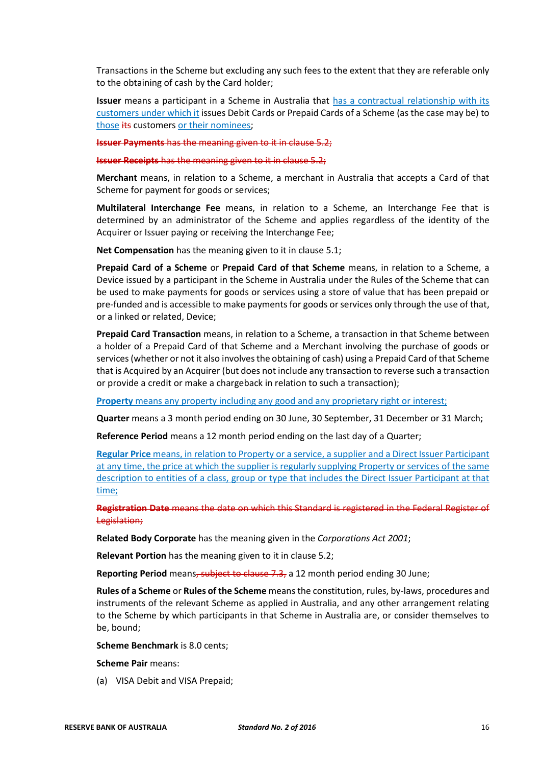Transactions in the Scheme but excluding any such fees to the extent that they are referable only to the obtaining of cash by the Card holder;

**Issuer** means a participant in a Scheme in Australia that <u>has a contractual relationship with its customers under which it</u> issues Debit Cards or Prepaid Cards of a Scheme (as the case may be) to <u>those</u> ~~its~~ customers <u>or their nominees</u>;

~~**Issuer Payments** has the meaning given to it in clause 5.2;~~

~~**Issuer Receipts** has the meaning given to it in clause 5.2;~~

**Merchant** means, in relation to a Scheme, a merchant in Australia that accepts a Card of that Scheme for payment for goods or services;

**Multilateral Interchange Fee** means, in relation to a Scheme, an Interchange Fee that is determined by an administrator of the Scheme and applies regardless of the identity of the Acquirer or Issuer paying or receiving the Interchange Fee;

**Net Compensation** has the meaning given to it in clause 5.1;

**Prepaid Card of a Scheme** or **Prepaid Card of that Scheme** means, in relation to a Scheme, a Device issued by a participant in the Scheme in Australia under the Rules of the Scheme that can be used to make payments for goods or services using a store of value that has been prepaid or pre-funded and is accessible to make payments for goods or services only through the use of that, or a linked or related, Device;

**Prepaid Card Transaction** means, in relation to a Scheme, a transaction in that Scheme between a holder of a Prepaid Card of that Scheme and a Merchant involving the purchase of goods or services (whether or not it also involves the obtaining of cash) using a Prepaid Card of that Scheme that is Acquired by an Acquirer (but does not include any transaction to reverse such a transaction or provide a credit or make a chargeback in relation to such a transaction);

<u>**Property** means any property including any good and any proprietary right or interest;</u>

**Quarter** means a 3 month period ending on 30 June, 30 September, 31 December or 31 March;

**Reference Period** means a 12 month period ending on the last day of a Quarter;

<u>**Regular Price** means, in relation to Property or a service, a supplier and a Direct Issuer Participant at any time, the price at which the supplier is regularly supplying Property or services of the same description to entities of a class, group or type that includes the Direct Issuer Participant at that time;</u>

~~**Registration Date** means the date on which this Standard is registered in the Federal Register of Legislation;~~

**Related Body Corporate** has the meaning given in the *Corporations Act 2001*;

**Relevant Portion** has the meaning given to it in clause 5.2;

**Reporting Period** means~~, subject to clause 7.3,~~ a 12 month period ending 30 June;

**Rules of a Scheme** or **Rules of the Scheme** means the constitution, rules, by-laws, procedures and instruments of the relevant Scheme as applied in Australia, and any other arrangement relating to the Scheme by which participants in that Scheme in Australia are, or consider themselves to be, bound;

**Scheme Benchmark** is 8.0 cents;

**Scheme Pair** means:

(a) VISA Debit and VISA Prepaid;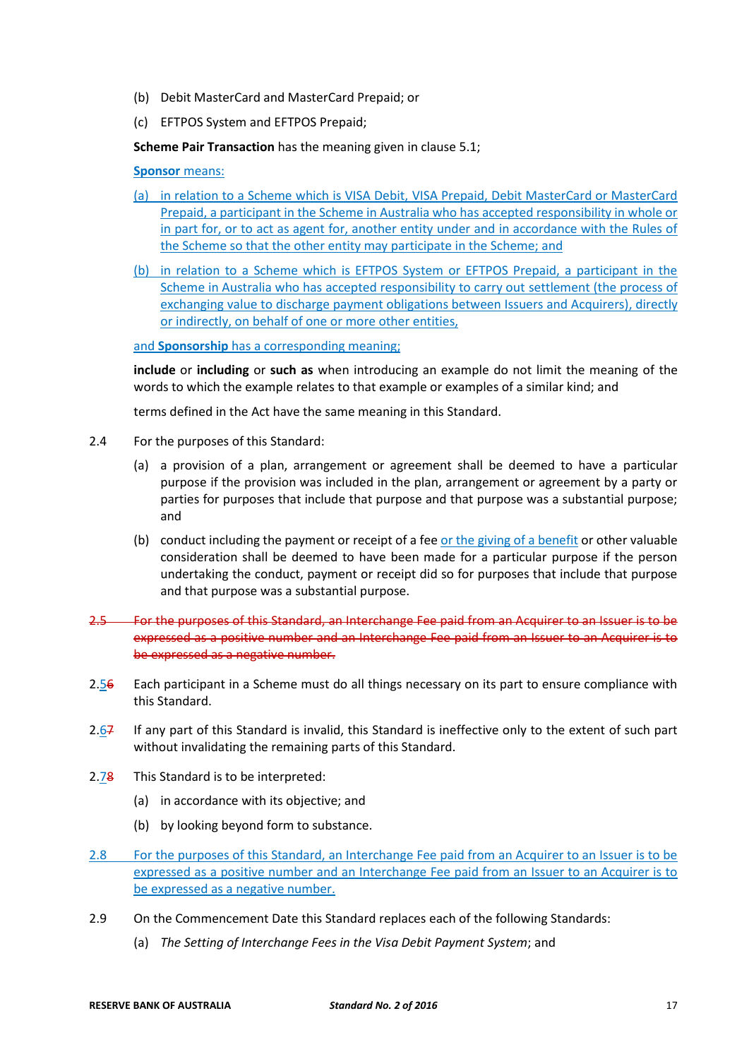(b) Debit MasterCard and MasterCard Prepaid; or

(c) EFTPOS System and EFTPOS Prepaid;

**Scheme Pair Transaction** has the meaning given in clause 5.1;

**Sponsor** means:

(a) in relation to a Scheme which is VISA Debit, VISA Prepaid, Debit MasterCard or MasterCard Prepaid, a participant in the Scheme in Australia who has accepted responsibility in whole or in part for, or to act as agent for, another entity under and in accordance with the Rules of the Scheme so that the other entity may participate in the Scheme; and

(b) in relation to a Scheme which is EFTPOS System or EFTPOS Prepaid, a participant in the Scheme in Australia who has accepted responsibility to carry out settlement (the process of exchanging value to discharge payment obligations between Issuers and Acquirers), directly or indirectly, on behalf of one or more other entities,

and **Sponsorship** has a corresponding meaning;

**include** or **including** or **such as** when introducing an example do not limit the meaning of the words to which the example relates to that example or examples of a similar kind; and

terms defined in the Act have the same meaning in this Standard.

2.4 For the purposes of this Standard:

(a) a provision of a plan, arrangement or agreement shall be deemed to have a particular purpose if the provision was included in the plan, arrangement or agreement by a party or parties for purposes that include that purpose and that purpose was a substantial purpose; and

(b) conduct including the payment or receipt of a fee or the giving of a benefit or other valuable consideration shall be deemed to have been made for a particular purpose if the person undertaking the conduct, payment or receipt did so for purposes that include that purpose and that purpose was a substantial purpose.

~~2.5 For the purposes of this Standard, an Interchange Fee paid from an Acquirer to an Issuer is to be expressed as a positive number and an Interchange Fee paid from an Issuer to an Acquirer is to be expressed as a negative number.~~

2.5~~6~~ Each participant in a Scheme must do all things necessary on its part to ensure compliance with this Standard.

2.6~~7~~ If any part of this Standard is invalid, this Standard is ineffective only to the extent of such part without invalidating the remaining parts of this Standard.

2.7~~8~~ This Standard is to be interpreted:

(a) in accordance with its objective; and

(b) by looking beyond form to substance.

2.8 For the purposes of this Standard, an Interchange Fee paid from an Acquirer to an Issuer is to be expressed as a positive number and an Interchange Fee paid from an Issuer to an Acquirer is to be expressed as a negative number.

2.9 On the Commencement Date this Standard replaces each of the following Standards:

(a) *The Setting of Interchange Fees in the Visa Debit Payment System*; and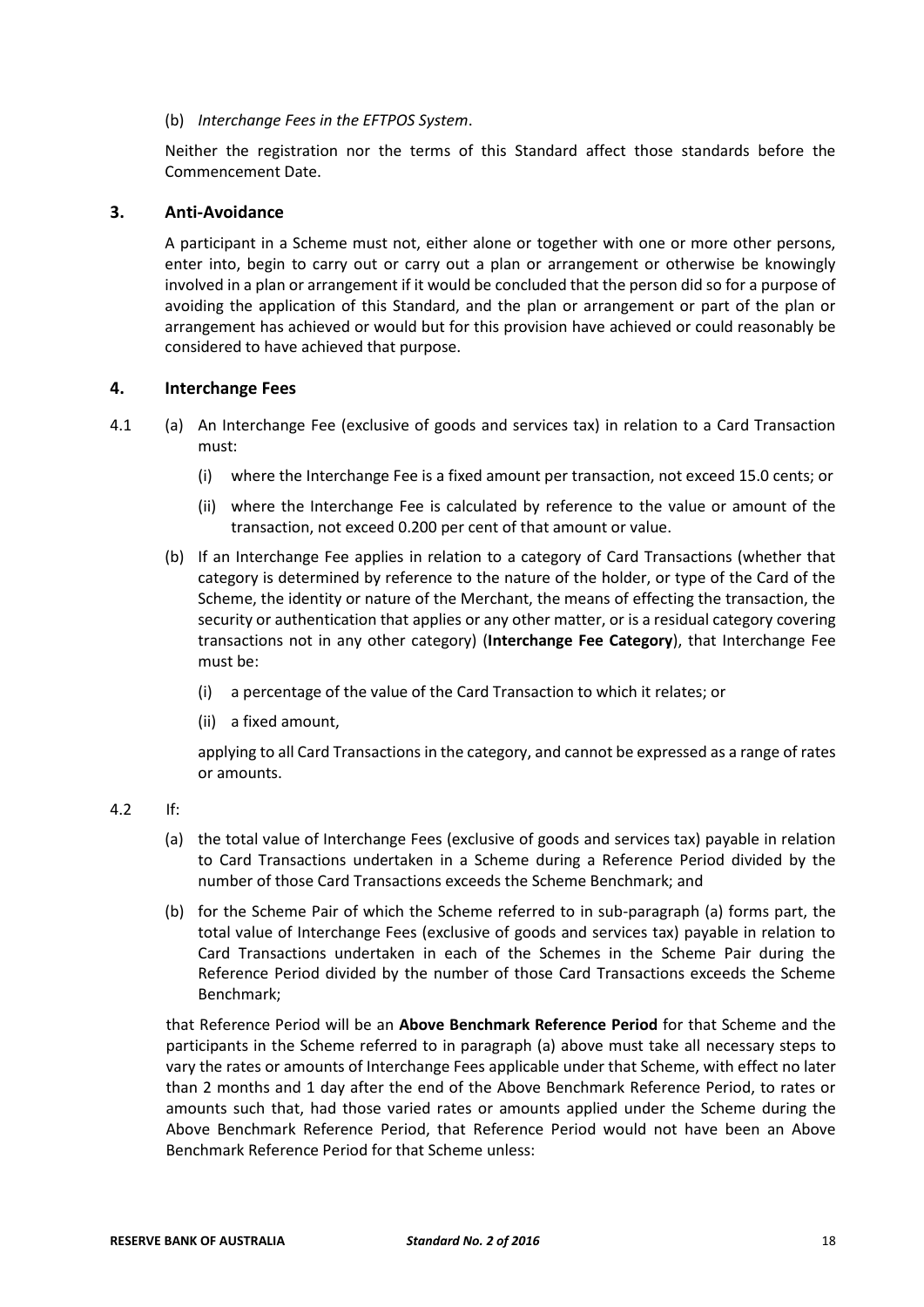(b) *Interchange Fees in the EFTPOS System*.

Neither the registration nor the terms of this Standard affect those standards before the Commencement Date.

## 3. Anti-Avoidance

A participant in a Scheme must not, either alone or together with one or more other persons, enter into, begin to carry out or carry out a plan or arrangement or otherwise be knowingly involved in a plan or arrangement if it would be concluded that the person did so for a purpose of avoiding the application of this Standard, and the plan or arrangement or part of the plan or arrangement has achieved or would but for this provision have achieved or could reasonably be considered to have achieved that purpose.

## 4. Interchange Fees

4.1 (a) An Interchange Fee (exclusive of goods and services tax) in relation to a Card Transaction must:

(i) where the Interchange Fee is a fixed amount per transaction, not exceed 15.0 cents; or

(ii) where the Interchange Fee is calculated by reference to the value or amount of the transaction, not exceed 0.200 per cent of that amount or value.

(b) If an Interchange Fee applies in relation to a category of Card Transactions (whether that category is determined by reference to the nature of the holder, or type of the Card of the Scheme, the identity or nature of the Merchant, the means of effecting the transaction, the security or authentication that applies or any other matter, or is a residual category covering transactions not in any other category) (**Interchange Fee Category**), that Interchange Fee must be:

(i) a percentage of the value of the Card Transaction to which it relates; or

(ii) a fixed amount,

applying to all Card Transactions in the category, and cannot be expressed as a range of rates or amounts.

4.2 If:

(a) the total value of Interchange Fees (exclusive of goods and services tax) payable in relation to Card Transactions undertaken in a Scheme during a Reference Period divided by the number of those Card Transactions exceeds the Scheme Benchmark; and

(b) for the Scheme Pair of which the Scheme referred to in sub-paragraph (a) forms part, the total value of Interchange Fees (exclusive of goods and services tax) payable in relation to Card Transactions undertaken in each of the Schemes in the Scheme Pair during the Reference Period divided by the number of those Card Transactions exceeds the Scheme Benchmark;

that Reference Period will be an **Above Benchmark Reference Period** for that Scheme and the participants in the Scheme referred to in paragraph (a) above must take all necessary steps to vary the rates or amounts of Interchange Fees applicable under that Scheme, with effect no later than 2 months and 1 day after the end of the Above Benchmark Reference Period, to rates or amounts such that, had those varied rates or amounts applied under the Scheme during the Above Benchmark Reference Period, that Reference Period would not have been an Above Benchmark Reference Period for that Scheme unless: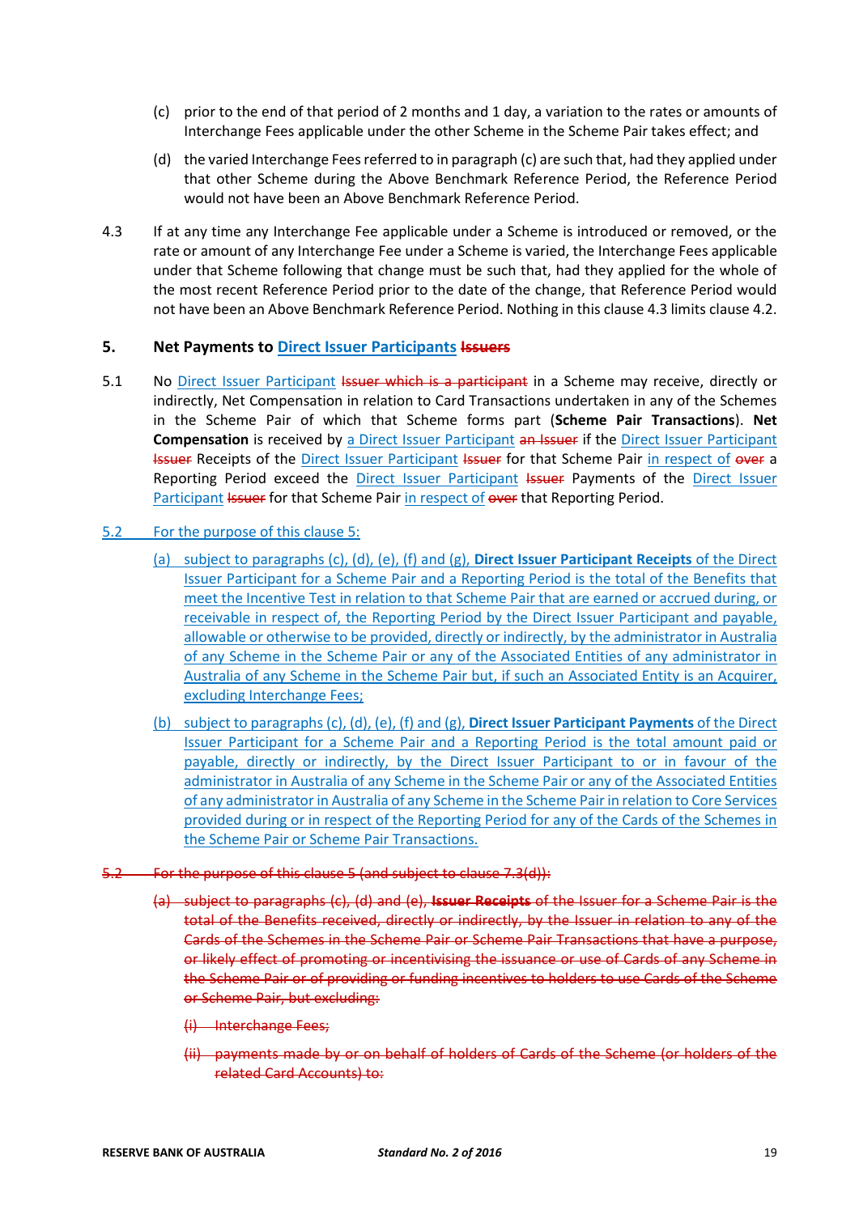(c) prior to the end of that period of 2 months and 1 day, a variation to the rates or amounts of Interchange Fees applicable under the other Scheme in the Scheme Pair takes effect; and

(d) the varied Interchange Fees referred to in paragraph (c) are such that, had they applied under that other Scheme during the Above Benchmark Reference Period, the Reference Period would not have been an Above Benchmark Reference Period.

4.3 If at any time any Interchange Fee applicable under a Scheme is introduced or removed, or the rate or amount of any Interchange Fee under a Scheme is varied, the Interchange Fees applicable under that Scheme following that change must be such that, had they applied for the whole of the most recent Reference Period prior to the date of the change, that Reference Period would not have been an Above Benchmark Reference Period. Nothing in this clause 4.3 limits clause 4.2.

## 5. Net Payments to Direct Issuer Participants ~~Issuers~~

5.1 No Direct Issuer Participant ~~Issuer which is a participant~~ in a Scheme may receive, directly or indirectly, Net Compensation in relation to Card Transactions undertaken in any of the Schemes in the Scheme Pair of which that Scheme forms part (**Scheme Pair Transactions**). **Net Compensation** is received by a Direct Issuer Participant ~~an Issuer~~ if the Direct Issuer Participant ~~Issuer~~ Receipts of the Direct Issuer Participant ~~Issuer~~ for that Scheme Pair in respect of ~~over~~ a Reporting Period exceed the Direct Issuer Participant ~~Issuer~~ Payments of the Direct Issuer Participant ~~Issuer~~ for that Scheme Pair in respect of ~~over~~ that Reporting Period.

5.2 For the purpose of this clause 5:

(a) subject to paragraphs (c), (d), (e), (f) and (g), **Direct Issuer Participant Receipts** of the Direct Issuer Participant for a Scheme Pair and a Reporting Period is the total of the Benefits that meet the Incentive Test in relation to that Scheme Pair that are earned or accrued during, or receivable in respect of, the Reporting Period by the Direct Issuer Participant and payable, allowable or otherwise to be provided, directly or indirectly, by the administrator in Australia of any Scheme in the Scheme Pair or any of the Associated Entities of any administrator in Australia of any Scheme in the Scheme Pair but, if such an Associated Entity is an Acquirer, excluding Interchange Fees;

(b) subject to paragraphs (c), (d), (e), (f) and (g), **Direct Issuer Participant Payments** of the Direct Issuer Participant for a Scheme Pair and a Reporting Period is the total amount paid or payable, directly or indirectly, by the Direct Issuer Participant to or in favour of the administrator in Australia of any Scheme in the Scheme Pair or any of the Associated Entities of any administrator in Australia of any Scheme in the Scheme Pair in relation to Core Services provided during or in respect of the Reporting Period for any of the Cards of the Schemes in the Scheme Pair or Scheme Pair Transactions.

~~5.2 For the purpose of this clause 5 (and subject to clause 7.3(d)):~~

~~(a) subject to paragraphs (c), (d) and (e), **Issuer Receipts** of the Issuer for a Scheme Pair is the total of the Benefits received, directly or indirectly, by the Issuer in relation to any of the Cards of the Schemes in the Scheme Pair or Scheme Pair Transactions that have a purpose, or likely effect of promoting or incentivising the issuance or use of Cards of any Scheme in the Scheme Pair or of providing or funding incentives to holders to use Cards of the Scheme or Scheme Pair, but excluding:~~

~~(i) Interchange Fees;~~

~~(ii) payments made by or on behalf of holders of Cards of the Scheme (or holders of the related Card Accounts) to:~~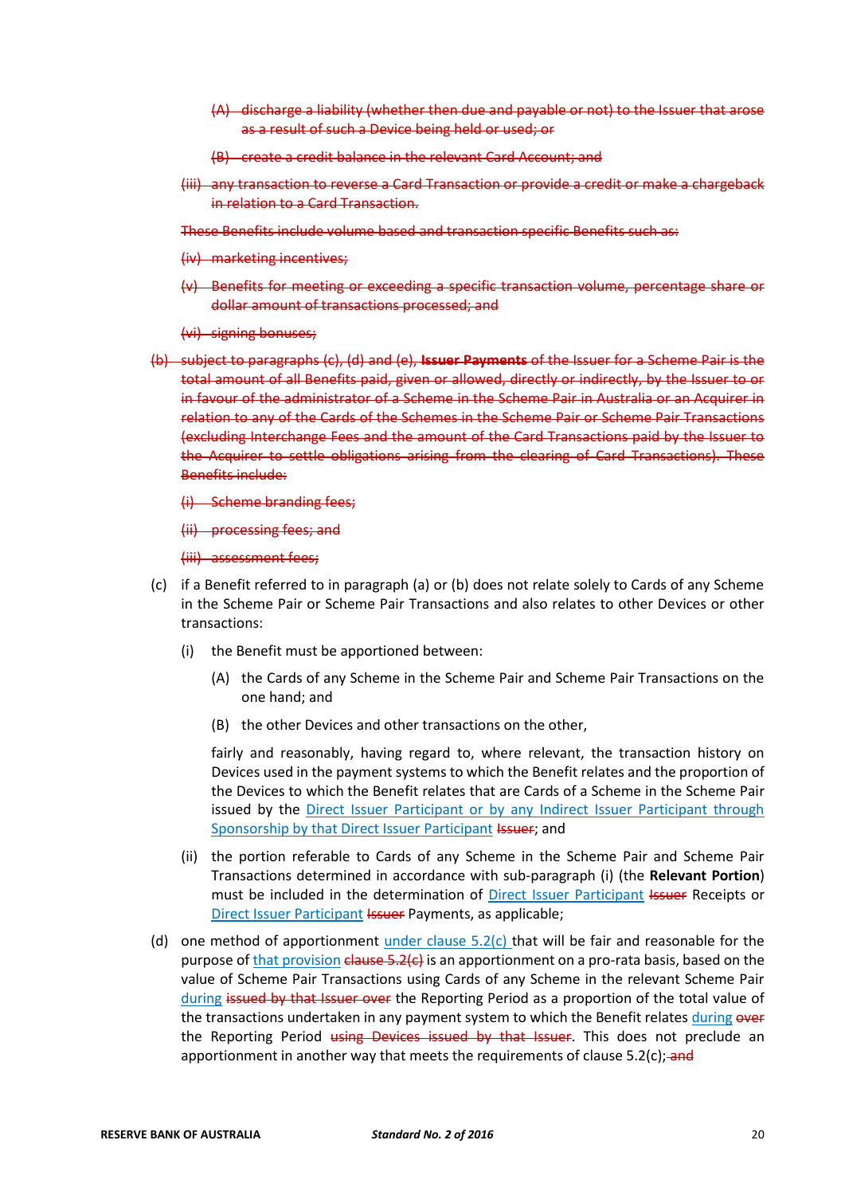(A) ~~discharge a liability (whether then due and payable or not) to the Issuer that arose as a result of such a Device being held or used; or~~

(B) ~~create a credit balance in the relevant Card Account; and~~

(iii) ~~any transaction to reverse a Card Transaction or provide a credit or make a chargeback in relation to a Card Transaction.~~

~~These Benefits include volume based and transaction specific Benefits such as:~~

(iv) ~~marketing incentives;~~

(v) ~~Benefits for meeting or exceeding a specific transaction volume, percentage share or dollar amount of transactions processed; and~~

(vi) ~~signing bonuses;~~

(b) ~~subject to paragraphs (c), (d) and (e), **Issuer Payments** of the Issuer for a Scheme Pair is the total amount of all Benefits paid, given or allowed, directly or indirectly, by the Issuer to or in favour of the administrator of a Scheme in the Scheme Pair in Australia or an Acquirer in relation to any of the Cards of the Schemes in the Scheme Pair or Scheme Pair Transactions (excluding Interchange Fees and the amount of the Card Transactions paid by the Issuer to the Acquirer to settle obligations arising from the clearing of Card Transactions). These Benefits include:~~

(i) ~~Scheme branding fees;~~

(ii) ~~processing fees; and~~

(iii) ~~assessment fees;~~

(c) if a Benefit referred to in paragraph (a) or (b) does not relate solely to Cards of any Scheme in the Scheme Pair or Scheme Pair Transactions and also relates to other Devices or other transactions:

(i) the Benefit must be apportioned between:

(A) the Cards of any Scheme in the Scheme Pair and Scheme Pair Transactions on the one hand; and

(B) the other Devices and other transactions on the other,

fairly and reasonably, having regard to, where relevant, the transaction history on Devices used in the payment systems to which the Benefit relates and the proportion of the Devices to which the Benefit relates that are Cards of a Scheme in the Scheme Pair issued by the Direct Issuer Participant or by any Indirect Issuer Participant through Sponsorship by that Direct Issuer Participant ~~Issuer~~; and

(ii) the portion referable to Cards of any Scheme in the Scheme Pair and Scheme Pair Transactions determined in accordance with sub-paragraph (i) (the **Relevant Portion**) must be included in the determination of Direct Issuer Participant ~~Issuer~~ Receipts or Direct Issuer Participant ~~Issuer~~ Payments, as applicable;

(d) one method of apportionment under clause 5.2(c) that will be fair and reasonable for the purpose of that provision ~~clause 5.2(c)~~ is an apportionment on a pro-rata basis, based on the value of Scheme Pair Transactions using Cards of any Scheme in the relevant Scheme Pair during ~~issued by that Issuer over~~ the Reporting Period as a proportion of the total value of the transactions undertaken in any payment system to which the Benefit relates during ~~over~~ the Reporting Period ~~using Devices issued by that Issuer~~. This does not preclude an apportionment in another way that meets the requirements of clause 5.2(c);~~ and~~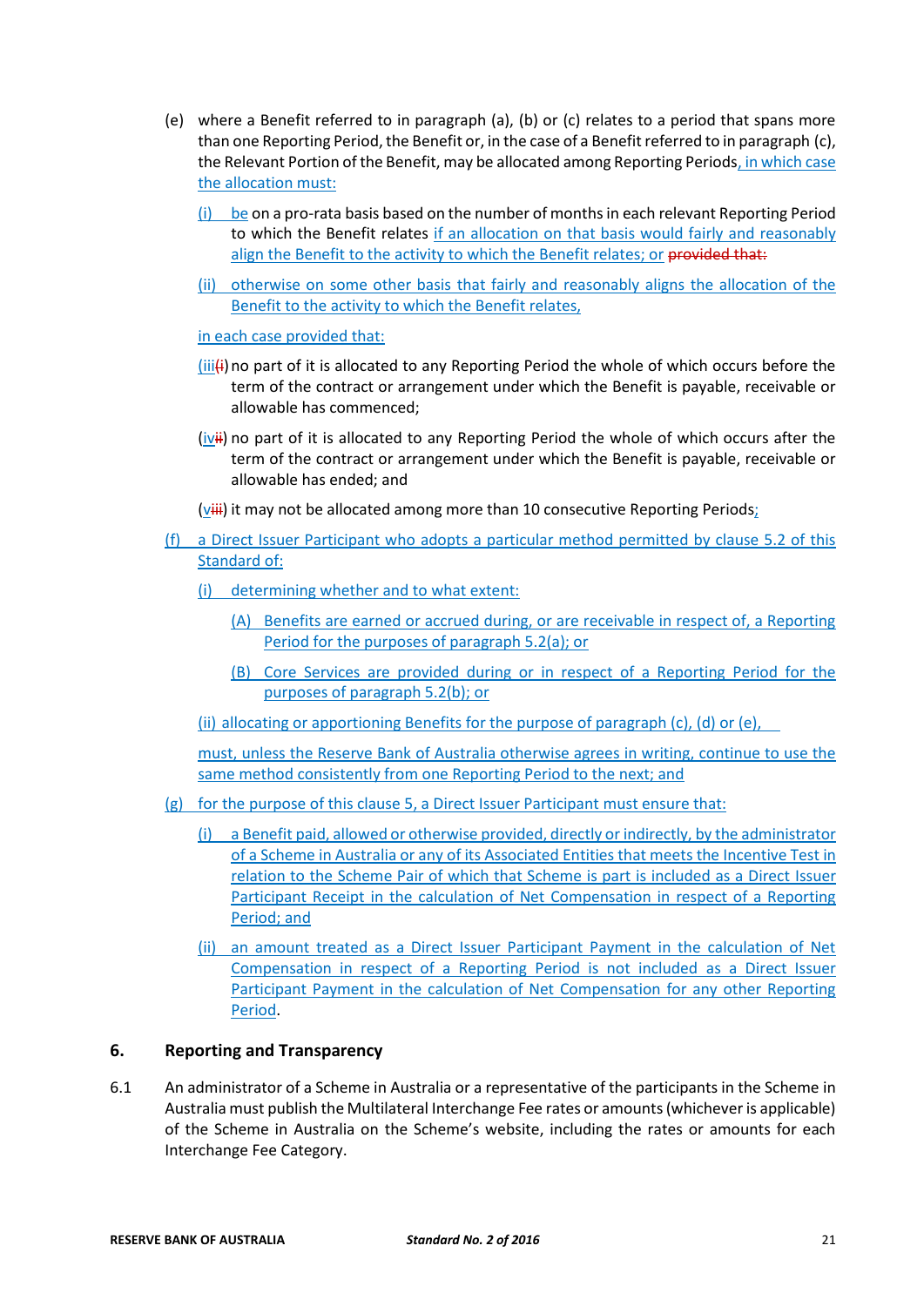(e) where a Benefit referred to in paragraph (a), (b) or (c) relates to a period that spans more than one Reporting Period, the Benefit or, in the case of a Benefit referred to in paragraph (c), the Relevant Portion of the Benefit, may be allocated among Reporting Periods, in which case the allocation must:

(i) be on a pro-rata basis based on the number of months in each relevant Reporting Period to which the Benefit relates if an allocation on that basis would fairly and reasonably align the Benefit to the activity to which the Benefit relates; or ~~provided that:~~

(ii) otherwise on some other basis that fairly and reasonably aligns the allocation of the Benefit to the activity to which the Benefit relates,

in each case provided that:

(iii~~(i)~~) no part of it is allocated to any Reporting Period the whole of which occurs before the term of the contract or arrangement under which the Benefit is payable, receivable or allowable has commenced;

(iv~~ii~~) no part of it is allocated to any Reporting Period the whole of which occurs after the term of the contract or arrangement under which the Benefit is payable, receivable or allowable has ended; and

(v~~iii~~) it may not be allocated among more than 10 consecutive Reporting Periods;

(f) a Direct Issuer Participant who adopts a particular method permitted by clause 5.2 of this Standard of:

(i) determining whether and to what extent:

(A) Benefits are earned or accrued during, or are receivable in respect of, a Reporting Period for the purposes of paragraph 5.2(a); or

(B) Core Services are provided during or in respect of a Reporting Period for the purposes of paragraph 5.2(b); or

(ii) allocating or apportioning Benefits for the purpose of paragraph (c), (d) or (e),

must, unless the Reserve Bank of Australia otherwise agrees in writing, continue to use the same method consistently from one Reporting Period to the next; and

(g) for the purpose of this clause 5, a Direct Issuer Participant must ensure that:

(i) a Benefit paid, allowed or otherwise provided, directly or indirectly, by the administrator of a Scheme in Australia or any of its Associated Entities that meets the Incentive Test in relation to the Scheme Pair of which that Scheme is part is included as a Direct Issuer Participant Receipt in the calculation of Net Compensation in respect of a Reporting Period; and

(ii) an amount treated as a Direct Issuer Participant Payment in the calculation of Net Compensation in respect of a Reporting Period is not included as a Direct Issuer Participant Payment in the calculation of Net Compensation for any other Reporting Period.

## 6. Reporting and Transparency

6.1 An administrator of a Scheme in Australia or a representative of the participants in the Scheme in Australia must publish the Multilateral Interchange Fee rates or amounts (whichever is applicable) of the Scheme in Australia on the Scheme's website, including the rates or amounts for each Interchange Fee Category.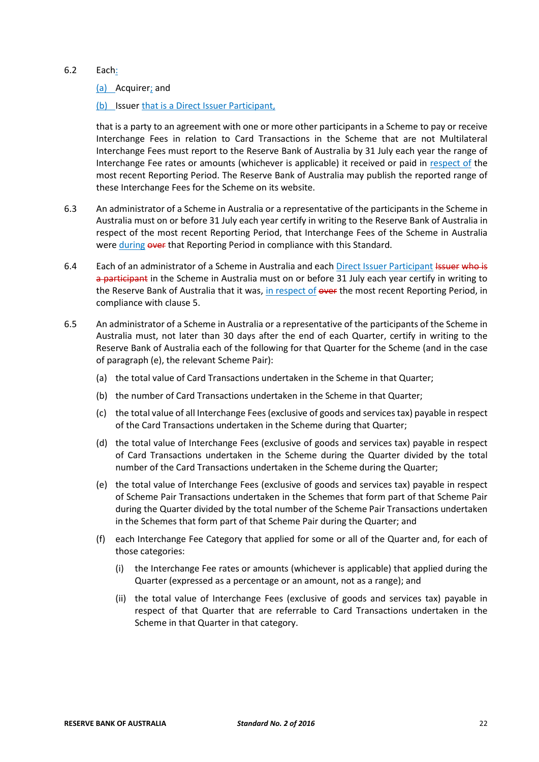6.2 Each:

(a) Acquirer; and

(b) Issuer that is a Direct Issuer Participant,

that is a party to an agreement with one or more other participants in a Scheme to pay or receive Interchange Fees in relation to Card Transactions in the Scheme that are not Multilateral Interchange Fees must report to the Reserve Bank of Australia by 31 July each year the range of Interchange Fee rates or amounts (whichever is applicable) it received or paid in respect of the most recent Reporting Period. The Reserve Bank of Australia may publish the reported range of these Interchange Fees for the Scheme on its website.

6.3 An administrator of a Scheme in Australia or a representative of the participants in the Scheme in Australia must on or before 31 July each year certify in writing to the Reserve Bank of Australia in respect of the most recent Reporting Period, that Interchange Fees of the Scheme in Australia were during ~~over~~ that Reporting Period in compliance with this Standard.

6.4 Each of an administrator of a Scheme in Australia and each Direct Issuer Participant ~~Issuer who is a participant~~ in the Scheme in Australia must on or before 31 July each year certify in writing to the Reserve Bank of Australia that it was, in respect of ~~over~~ the most recent Reporting Period, in compliance with clause 5.

6.5 An administrator of a Scheme in Australia or a representative of the participants of the Scheme in Australia must, not later than 30 days after the end of each Quarter, certify in writing to the Reserve Bank of Australia each of the following for that Quarter for the Scheme (and in the case of paragraph (e), the relevant Scheme Pair):

(a) the total value of Card Transactions undertaken in the Scheme in that Quarter;

(b) the number of Card Transactions undertaken in the Scheme in that Quarter;

(c) the total value of all Interchange Fees (exclusive of goods and services tax) payable in respect of the Card Transactions undertaken in the Scheme during that Quarter;

(d) the total value of Interchange Fees (exclusive of goods and services tax) payable in respect of Card Transactions undertaken in the Scheme during the Quarter divided by the total number of the Card Transactions undertaken in the Scheme during the Quarter;

(e) the total value of Interchange Fees (exclusive of goods and services tax) payable in respect of Scheme Pair Transactions undertaken in the Schemes that form part of that Scheme Pair during the Quarter divided by the total number of the Scheme Pair Transactions undertaken in the Schemes that form part of that Scheme Pair during the Quarter; and

(f) each Interchange Fee Category that applied for some or all of the Quarter and, for each of those categories:

(i) the Interchange Fee rates or amounts (whichever is applicable) that applied during the Quarter (expressed as a percentage or an amount, not as a range); and

(ii) the total value of Interchange Fees (exclusive of goods and services tax) payable in respect of that Quarter that are referrable to Card Transactions undertaken in the Scheme in that Quarter in that category.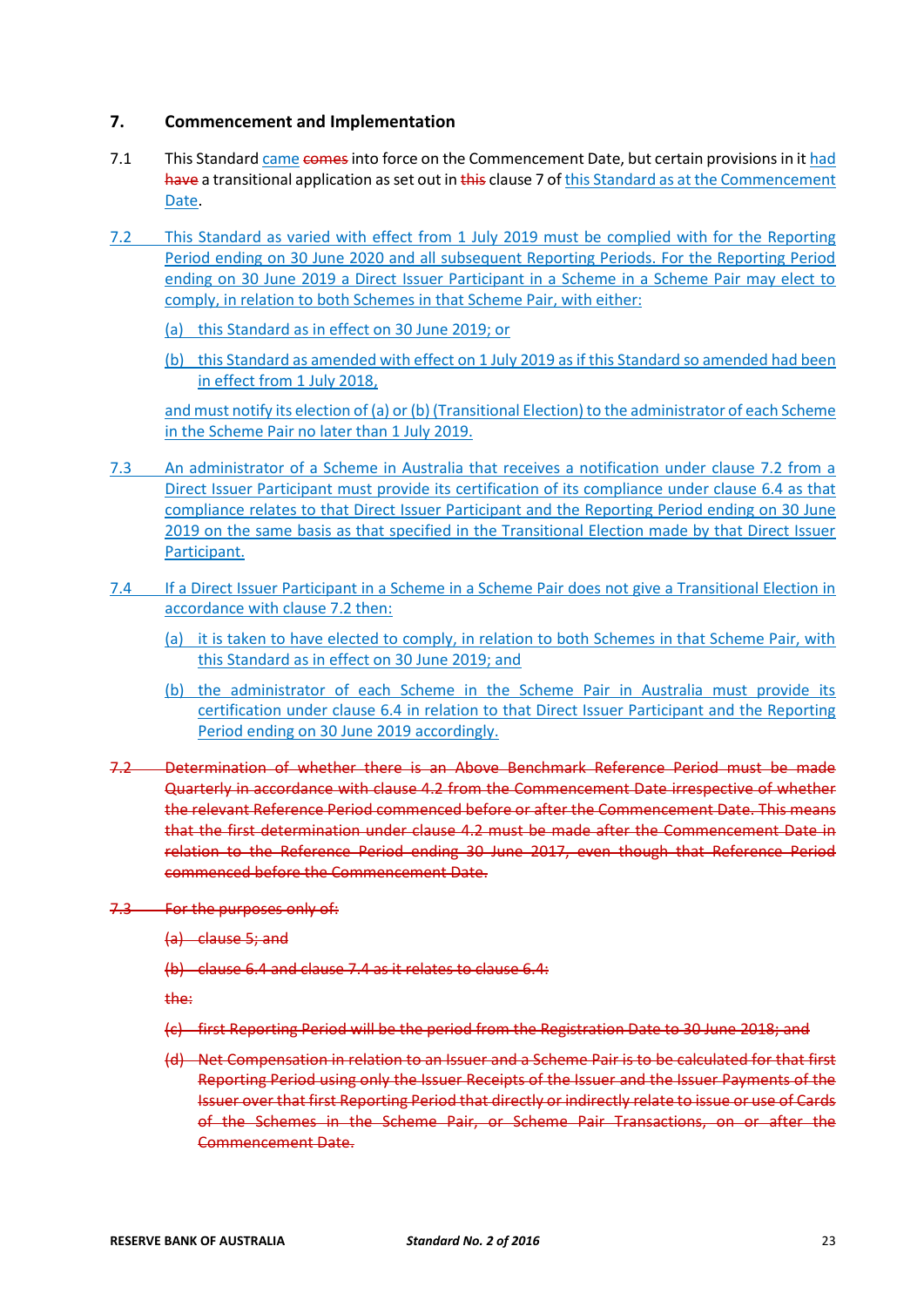## 7. Commencement and Implementation

7.1 This Standard came ~~comes~~ into force on the Commencement Date, but certain provisions in it had ~~have~~ a transitional application as set out in ~~this~~ clause 7 of this Standard as at the Commencement Date.

7.2 This Standard as varied with effect from 1 July 2019 must be complied with for the Reporting Period ending on 30 June 2020 and all subsequent Reporting Periods. For the Reporting Period ending on 30 June 2019 a Direct Issuer Participant in a Scheme in a Scheme Pair may elect to comply, in relation to both Schemes in that Scheme Pair, with either:

(a) this Standard as in effect on 30 June 2019; or

(b) this Standard as amended with effect on 1 July 2019 as if this Standard so amended had been in effect from 1 July 2018,

and must notify its election of (a) or (b) (Transitional Election) to the administrator of each Scheme in the Scheme Pair no later than 1 July 2019.

7.3 An administrator of a Scheme in Australia that receives a notification under clause 7.2 from a Direct Issuer Participant must provide its certification of its compliance under clause 6.4 as that compliance relates to that Direct Issuer Participant and the Reporting Period ending on 30 June 2019 on the same basis as that specified in the Transitional Election made by that Direct Issuer Participant.

7.4 If a Direct Issuer Participant in a Scheme in a Scheme Pair does not give a Transitional Election in accordance with clause 7.2 then:

(a) it is taken to have elected to comply, in relation to both Schemes in that Scheme Pair, with this Standard as in effect on 30 June 2019; and

(b) the administrator of each Scheme in the Scheme Pair in Australia must provide its certification under clause 6.4 in relation to that Direct Issuer Participant and the Reporting Period ending on 30 June 2019 accordingly.

~~7.2 Determination of whether there is an Above Benchmark Reference Period must be made Quarterly in accordance with clause 4.2 from the Commencement Date irrespective of whether the relevant Reference Period commenced before or after the Commencement Date. This means that the first determination under clause 4.2 must be made after the Commencement Date in relation to the Reference Period ending 30 June 2017, even though that Reference Period commenced before the Commencement Date.~~

~~7.3 For the purposes only of:~~

~~(a) clause 5; and~~

~~(b) clause 6.4 and clause 7.4 as it relates to clause 6.4:~~

~~the:~~

~~(c) first Reporting Period will be the period from the Registration Date to 30 June 2018; and~~

~~(d) Net Compensation in relation to an Issuer and a Scheme Pair is to be calculated for that first Reporting Period using only the Issuer Receipts of the Issuer and the Issuer Payments of the Issuer over that first Reporting Period that directly or indirectly relate to issue or use of Cards of the Schemes in the Scheme Pair, or Scheme Pair Transactions, on or after the Commencement Date.~~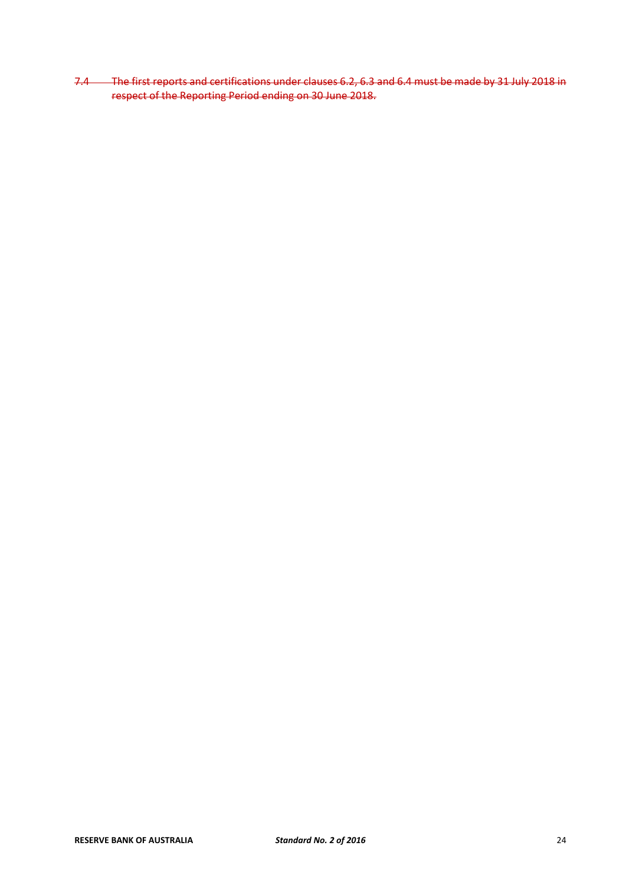~~7.4 The first reports and certifications under clauses 6.2, 6.3 and 6.4 must be made by 31 July 2018 in respect of the Reporting Period ending on 30 June 2018.~~